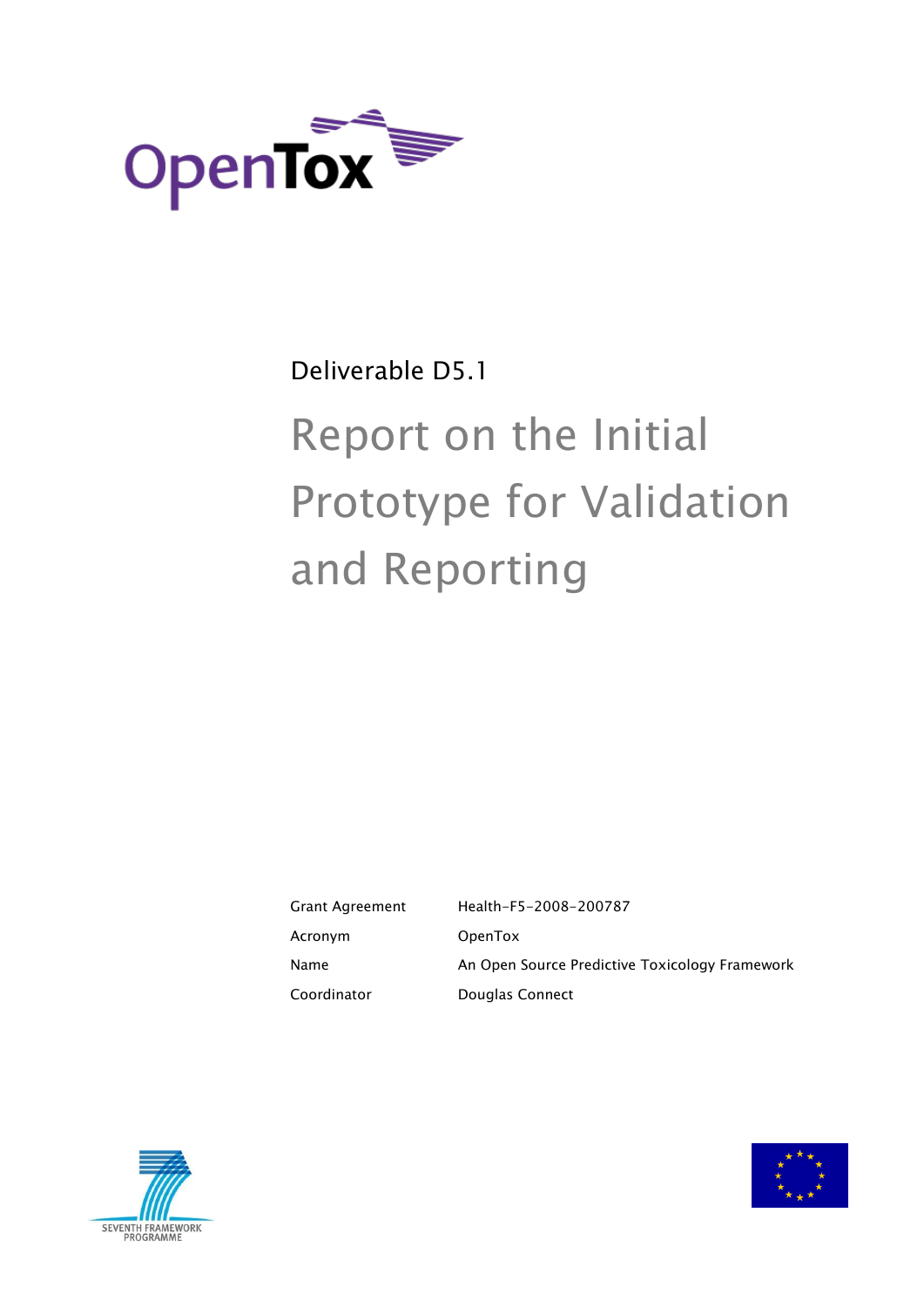OpenTox

Deliverable D5.1

# Report on the Initial Prototype for Validation and Reporting

| | |
|---|---|
| Grant Agreement | Health-F5-2008-200787 |
| Acronym | OpenTox |
| Name | An Open Source Predictive Toxicology Framework |
| Coordinator | Douglas Connect |

SEVENTH FRAMEWORK PROGRAMME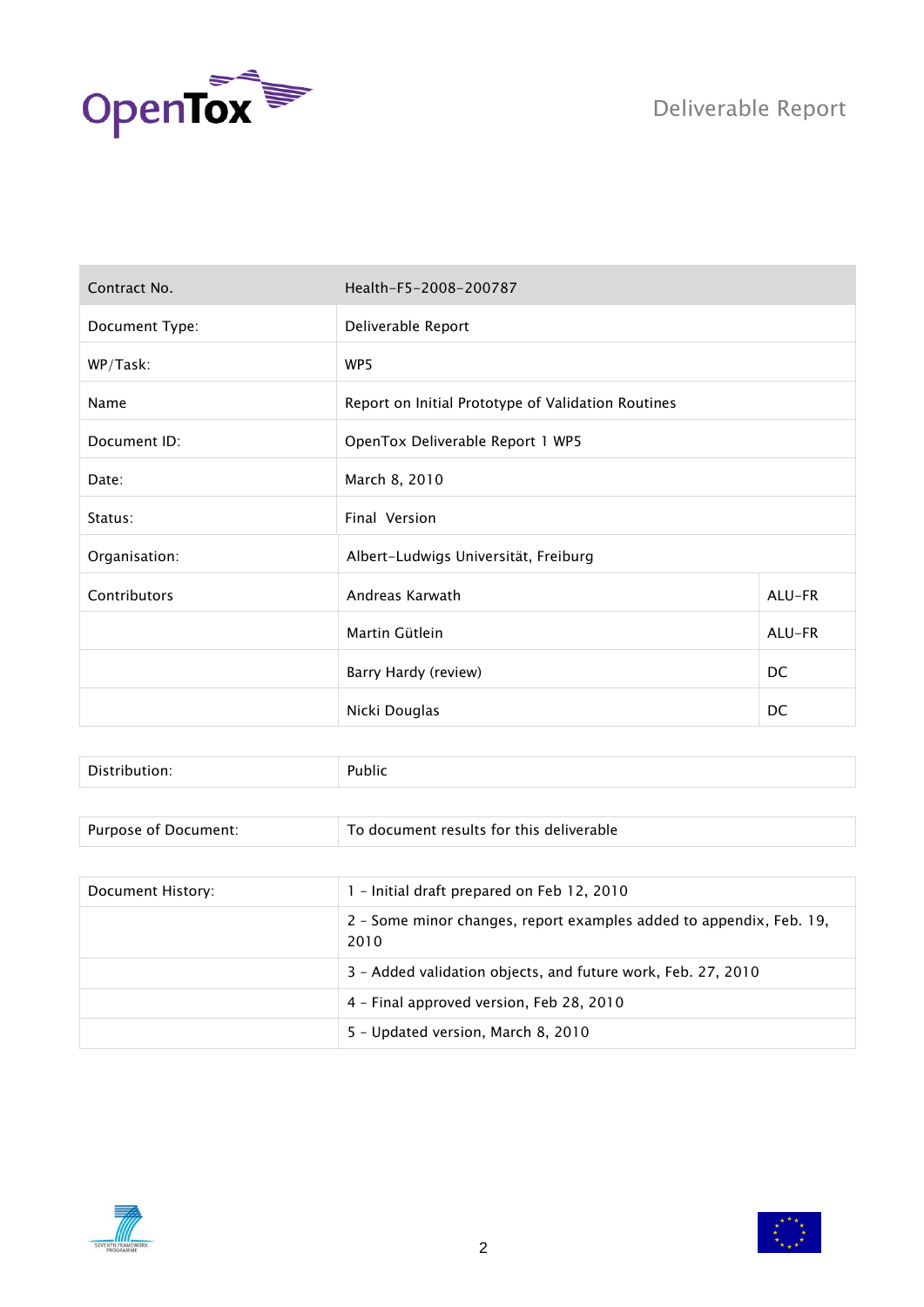Deliverable Report

| | | |
|---|---|---|
| Contract No. | Health-F5-2008-200787 | |
| Document Type: | Deliverable Report | |
| WP/Task: | WP5 | |
| Name | Report on Initial Prototype of Validation Routines | |
| Document ID: | OpenTox Deliverable Report 1 WP5 | |
| Date: | March 8, 2010 | |
| Status: | Final Version | |
| Organisation: | Albert-Ludwigs Universität, Freiburg | |
| Contributors | Andreas Karwath | ALU-FR |
| | Martin Gütlein | ALU-FR |
| | Barry Hardy (review) | DC |
| | Nicki Douglas | DC |

| | |
|---|---|
| Distribution: | Public |

| | |
|---|---|
| Purpose of Document: | To document results for this deliverable |

| | |
|---|---|
| Document History: | 1 - Initial draft prepared on Feb 12, 2010 |
| | 2 - Some minor changes, report examples added to appendix, Feb. 19, 2010 |
| | 3 - Added validation objects, and future work, Feb. 27, 2010 |
| | 4 - Final approved version, Feb 28, 2010 |
| | 5 - Updated version, March 8, 2010 |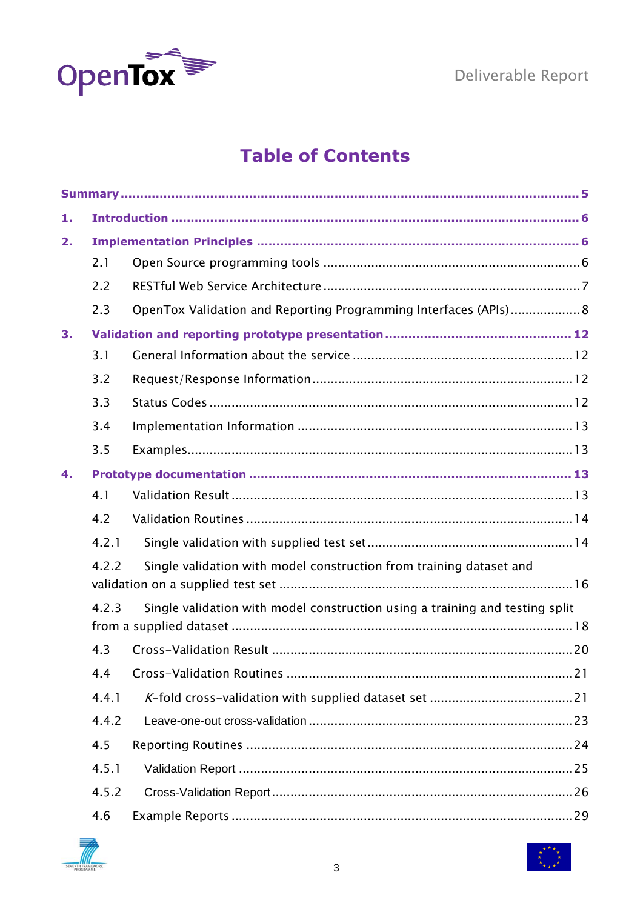# Table of Contents

**Summary** ..... **5**

**1. Introduction** ..... **6**

**2. Implementation Principles** ..... **6**

- 2.1 Open Source programming tools ..... 6
- 2.2 RESTful Web Service Architecture ..... 7
- 2.3 OpenTox Validation and Reporting Programming Interfaces (APIs) ..... 8

**3. Validation and reporting prototype presentation** ..... **12**

- 3.1 General Information about the service ..... 12
- 3.2 Request/Response Information ..... 12
- 3.3 Status Codes ..... 12
- 3.4 Implementation Information ..... 13
- 3.5 Examples ..... 13

**4. Prototype documentation** ..... **13**

- 4.1 Validation Result ..... 13
- 4.2 Validation Routines ..... 14
- 4.2.1 Single validation with supplied test set ..... 14
- 4.2.2 Single validation with model construction from training dataset and validation on a supplied test set ..... 16
- 4.2.3 Single validation with model construction using a training and testing split from a supplied dataset ..... 18
- 4.3 Cross-Validation Result ..... 20
- 4.4 Cross-Validation Routines ..... 21
- 4.4.1 *K*-fold cross-validation with supplied dataset set ..... 21
- 4.4.2 Leave-one-out cross-validation ..... 23
- 4.5 Reporting Routines ..... 24
- 4.5.1 Validation Report ..... 25
- 4.5.2 Cross-Validation Report ..... 26
- 4.6 Example Reports ..... 29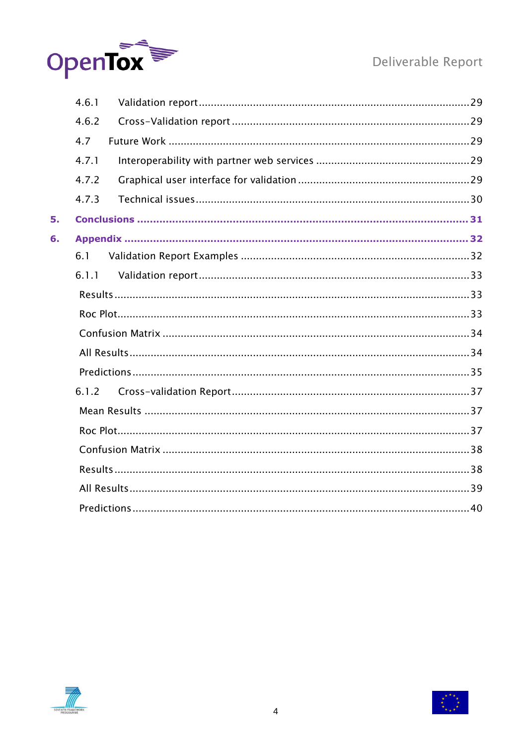4.6.1 Validation report ........................................................................................29

4.6.2 Cross-Validation report .............................................................................29

4.7 Future Work ..................................................................................................29

4.7.1 Interoperability with partner web services ..................................................29

4.7.2 Graphical user interface for validation ........................................................29

4.7.3 Technical issues.........................................................................................30

**5. Conclusions ........................................................................................................31**

**6. Appendix ............................................................................................................32**

6.1 Validation Report Examples ...........................................................................32

6.1.1 Validation report........................................................................................33

Results .....................................................................................................................33

Roc Plot....................................................................................................................33

Confusion Matrix .....................................................................................................34

All Results ................................................................................................................34

Predictions ...............................................................................................................35

6.1.2 Cross-validation Report..............................................................................37

Mean Results ...........................................................................................................37

Roc Plot....................................................................................................................37

Confusion Matrix .....................................................................................................38

Results .....................................................................................................................38

All Results ................................................................................................................39

Predictions ...............................................................................................................40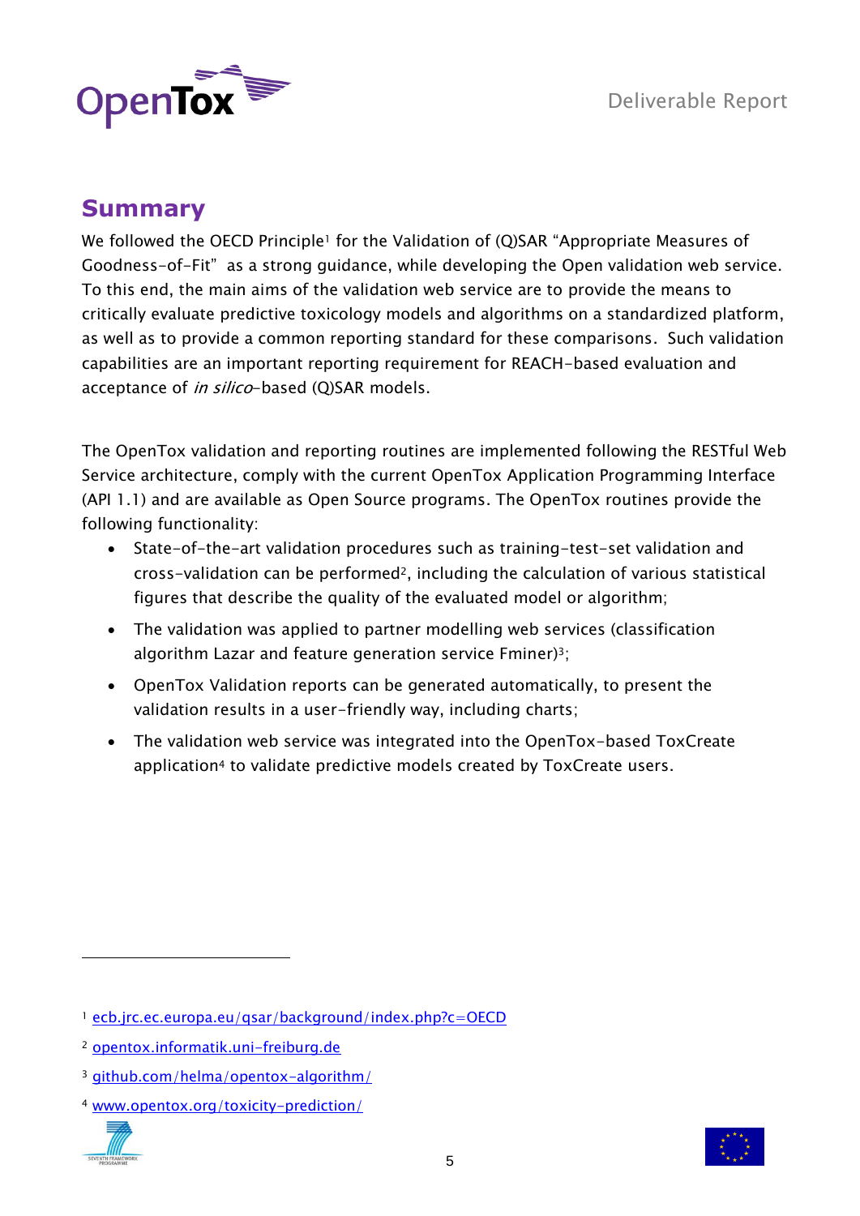## Summary

We followed the OECD Principle[1] for the Validation of (Q)SAR "Appropriate Measures of Goodness-of-Fit" as a strong guidance, while developing the Open validation web service. To this end, the main aims of the validation web service are to provide the means to critically evaluate predictive toxicology models and algorithms on a standardized platform, as well as to provide a common reporting standard for these comparisons. Such validation capabilities are an important reporting requirement for REACH-based evaluation and acceptance of *in silico*-based (Q)SAR models.

The OpenTox validation and reporting routines are implemented following the RESTful Web Service architecture, comply with the current OpenTox Application Programming Interface (API 1.1) and are available as Open Source programs. The OpenTox routines provide the following functionality:

- State-of-the-art validation procedures such as training-test-set validation and cross-validation can be performed[2], including the calculation of various statistical figures that describe the quality of the evaluated model or algorithm;
- The validation was applied to partner modelling web services (classification algorithm Lazar and feature generation service Fminer)[3];
- OpenTox Validation reports can be generated automatically, to present the validation results in a user-friendly way, including charts;
- The validation web service was integrated into the OpenTox-based ToxCreate application[4] to validate predictive models created by ToxCreate users.

---

[1] ecb.jrc.ec.europa.eu/qsar/background/index.php?c=OECD

[2] opentox.informatik.uni-freiburg.de

[3] github.com/helma/opentox-algorithm/

[4] www.opentox.org/toxicity-prediction/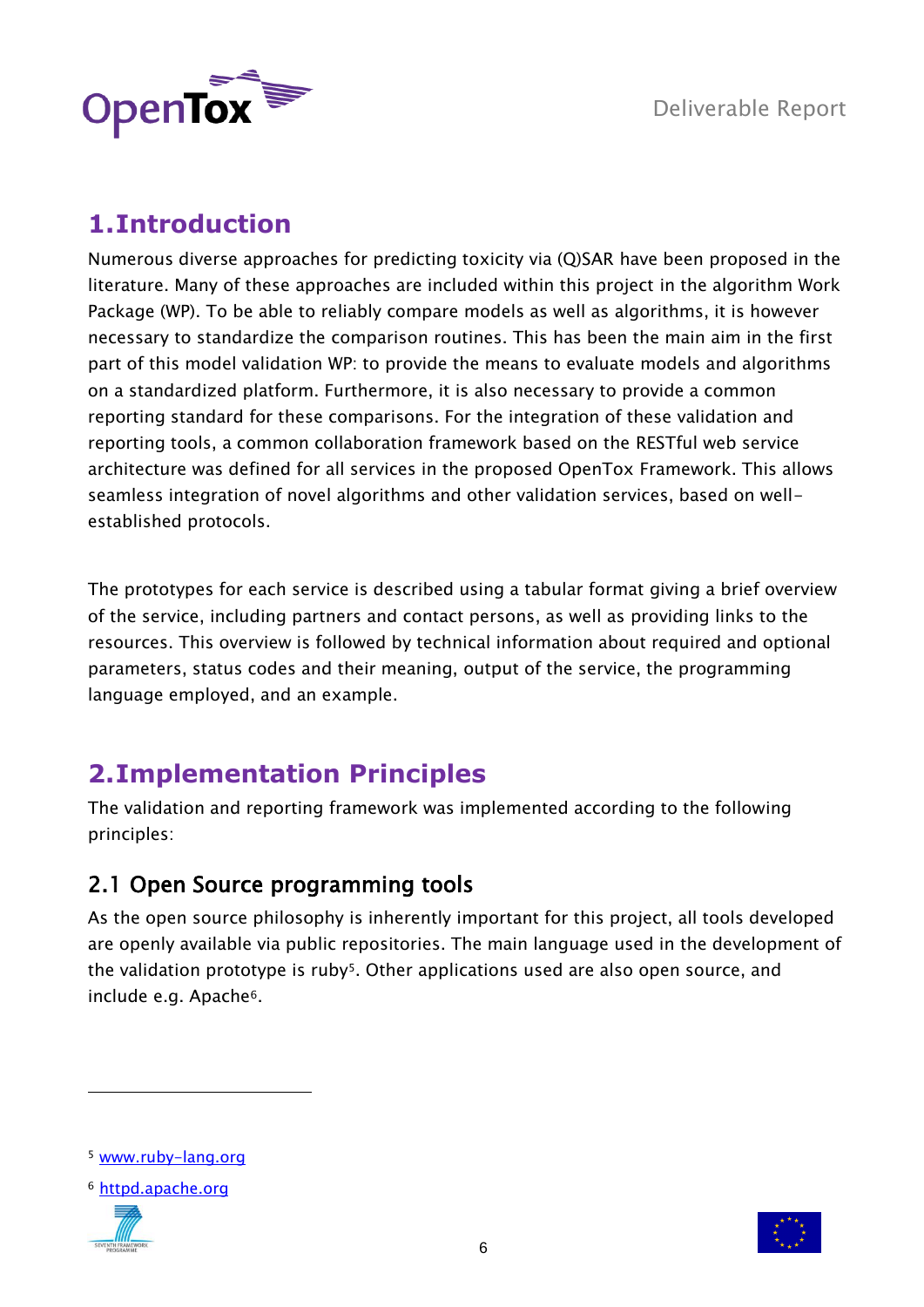# 1. Introduction

Numerous diverse approaches for predicting toxicity via (Q)SAR have been proposed in the literature. Many of these approaches are included within this project in the algorithm Work Package (WP). To be able to reliably compare models as well as algorithms, it is however necessary to standardize the comparison routines. This has been the main aim in the first part of this model validation WP: to provide the means to evaluate models and algorithms on a standardized platform. Furthermore, it is also necessary to provide a common reporting standard for these comparisons. For the integration of these validation and reporting tools, a common collaboration framework based on the RESTful web service architecture was defined for all services in the proposed OpenTox Framework. This allows seamless integration of novel algorithms and other validation services, based on well-established protocols.

The prototypes for each service is described using a tabular format giving a brief overview of the service, including partners and contact persons, as well as providing links to the resources. This overview is followed by technical information about required and optional parameters, status codes and their meaning, output of the service, the programming language employed, and an example.

# 2. Implementation Principles

The validation and reporting framework was implemented according to the following principles:

## 2.1 Open Source programming tools

As the open source philosophy is inherently important for this project, all tools developed are openly available via public repositories. The main language used in the development of the validation prototype is ruby[5]. Other applications used are also open source, and include e.g. Apache[6].

[5] www.ruby-lang.org

[6] httpd.apache.org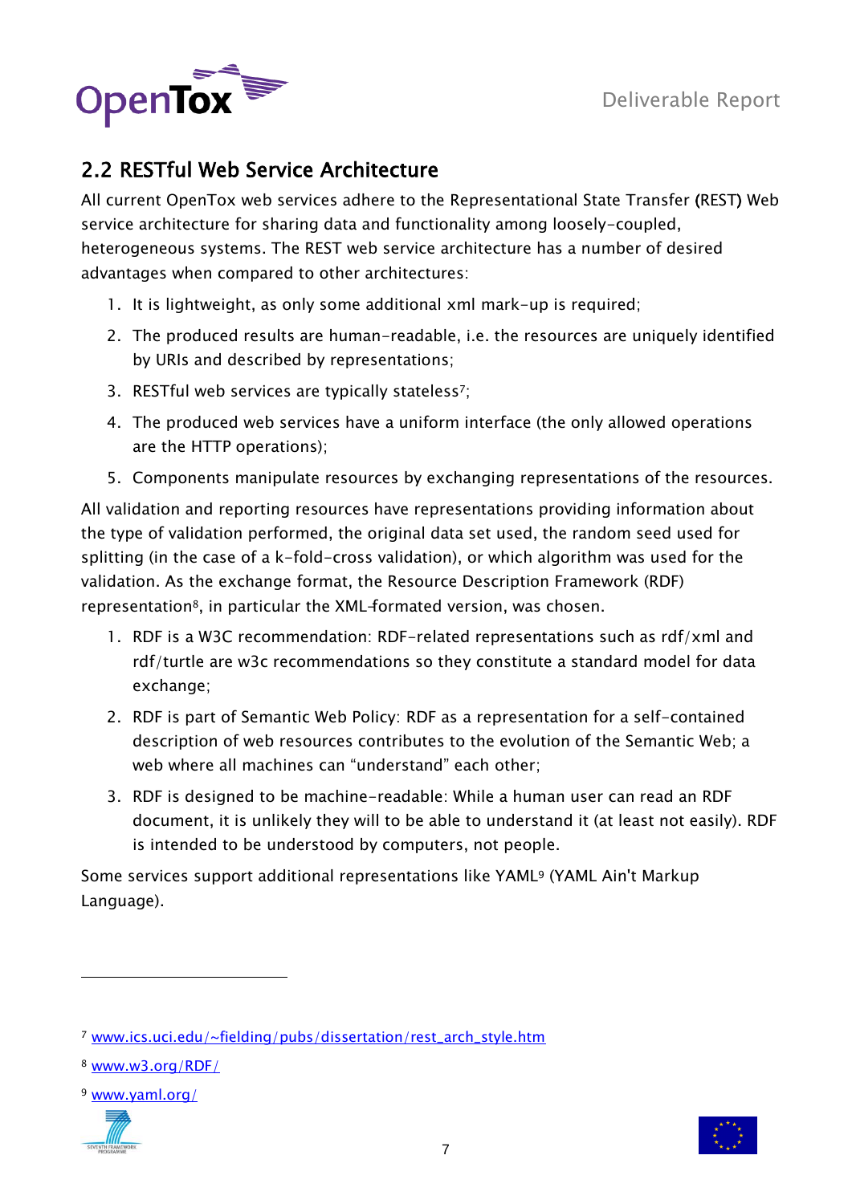## 2.2 RESTful Web Service Architecture

All current OpenTox web services adhere to the Representational State Transfer (REST) Web service architecture for sharing data and functionality among loosely-coupled, heterogeneous systems. The REST web service architecture has a number of desired advantages when compared to other architectures:

1. It is lightweight, as only some additional xml mark-up is required;
2. The produced results are human-readable, i.e. the resources are uniquely identified by URIs and described by representations;
3. RESTful web services are typically stateless[7];
4. The produced web services have a uniform interface (the only allowed operations are the HTTP operations);
5. Components manipulate resources by exchanging representations of the resources.

All validation and reporting resources have representations providing information about the type of validation performed, the original data set used, the random seed used for splitting (in the case of a k-fold-cross validation), or which algorithm was used for the validation. As the exchange format, the Resource Description Framework (RDF) representation[8], in particular the XML-formated version, was chosen.

1. RDF is a W3C recommendation: RDF-related representations such as rdf/xml and rdf/turtle are w3c recommendations so they constitute a standard model for data exchange;
2. RDF is part of Semantic Web Policy: RDF as a representation for a self-contained description of web resources contributes to the evolution of the Semantic Web; a web where all machines can “understand” each other;
3. RDF is designed to be machine-readable: While a human user can read an RDF document, it is unlikely they will to be able to understand it (at least not easily). RDF is intended to be understood by computers, not people.

Some services support additional representations like YAML[9] (YAML Ain't Markup Language).

---

[7] www.ics.uci.edu/~fielding/pubs/dissertation/rest_arch_style.htm

[8] www.w3.org/RDF/

[9] www.yaml.org/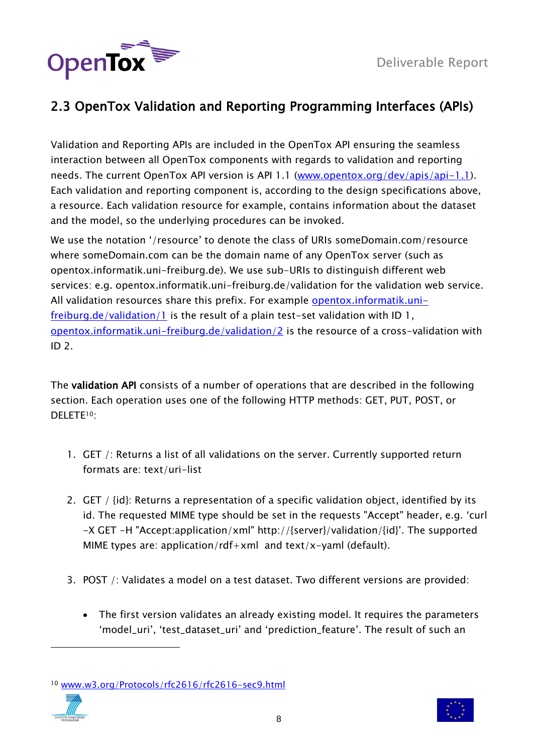## 2.3 OpenTox Validation and Reporting Programming Interfaces (APIs)

Validation and Reporting APIs are included in the OpenTox API ensuring the seamless interaction between all OpenTox components with regards to validation and reporting needs. The current OpenTox API version is API 1.1 (www.opentox.org/dev/apis/api-1.1). Each validation and reporting component is, according to the design specifications above, a resource. Each validation resource for example, contains information about the dataset and the model, so the underlying procedures can be invoked.

We use the notation '/resource' to denote the class of URIs someDomain.com/resource where someDomain.com can be the domain name of any OpenTox server (such as opentox.informatik.uni-freiburg.de). We use sub-URIs to distinguish different web services: e.g. opentox.informatik.uni-freiburg.de/validation for the validation web service. All validation resources share this prefix. For example opentox.informatik.uni-freiburg.de/validation/1 is the result of a plain test-set validation with ID 1, opentox.informatik.uni-freiburg.de/validation/2 is the resource of a cross-validation with ID 2.

The **validation API** consists of a number of operations that are described in the following section. Each operation uses one of the following HTTP methods: GET, PUT, POST, or DELETE[10]:

1. GET /: Returns a list of all validations on the server. Currently supported return formats are: text/uri-list

2. GET / {id}: Returns a representation of a specific validation object, identified by its id. The requested MIME type should be set in the requests "Accept" header, e.g. 'curl -X GET -H "Accept:application/xml" http://{server}/validation/{id}'. The supported MIME types are: application/rdf+xml and text/x-yaml (default).

3. POST /: Validates a model on a test dataset. Two different versions are provided:

   - The first version validates an already existing model. It requires the parameters 'model_uri', 'test_dataset_uri' and 'prediction_feature'. The result of such an

---

[10] www.w3.org/Protocols/rfc2616/rfc2616-sec9.html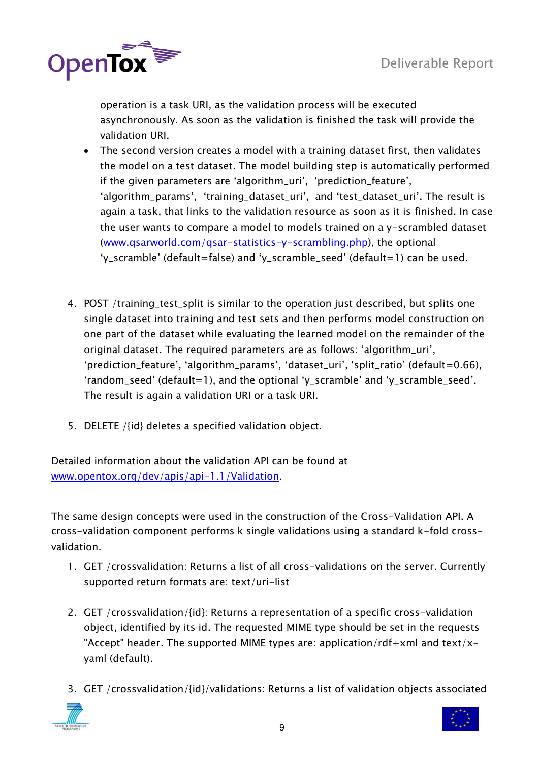operation is a task URI, as the validation process will be executed asynchronously. As soon as the validation is finished the task will provide the validation URI.

- The second version creates a model with a training dataset first, then validates the model on a test dataset. The model building step is automatically performed if the given parameters are 'algorithm_uri', 'prediction_feature', 'algorithm_params', 'training_dataset_uri', and 'test_dataset_uri'. The result is again a task, that links to the validation resource as soon as it is finished. In case the user wants to compare a model to models trained on a y-scrambled dataset ([www.qsarworld.com/qsar-statistics-y-scrambling.php](www.qsarworld.com/qsar-statistics-y-scrambling.php)), the optional 'y_scramble' (default=false) and 'y_scramble_seed' (default=1) can be used.

4. POST /training_test_split is similar to the operation just described, but splits one single dataset into training and test sets and then performs model construction on one part of the dataset while evaluating the learned model on the remainder of the original dataset. The required parameters are as follows: 'algorithm_uri', 'prediction_feature', 'algorithm_params', 'dataset_uri', 'split_ratio' (default=0.66), 'random_seed' (default=1), and the optional 'y_scramble' and 'y_scramble_seed'. The result is again a validation URI or a task URI.

5. DELETE /{id} deletes a specified validation object.

Detailed information about the validation API can be found at [www.opentox.org/dev/apis/api-1.1/Validation](www.opentox.org/dev/apis/api-1.1/Validation).

The same design concepts were used in the construction of the Cross-Validation API. A cross-validation component performs k single validations using a standard k-fold cross-validation.

1. GET /crossvalidation: Returns a list of all cross-validations on the server. Currently supported return formats are: text/uri-list

2. GET /crossvalidation/{id}: Returns a representation of a specific cross-validation object, identified by its id. The requested MIME type should be set in the requests "Accept" header. The supported MIME types are: application/rdf+xml and text/x-yaml (default).

3. GET /crossvalidation/{id}/validations: Returns a list of validation objects associated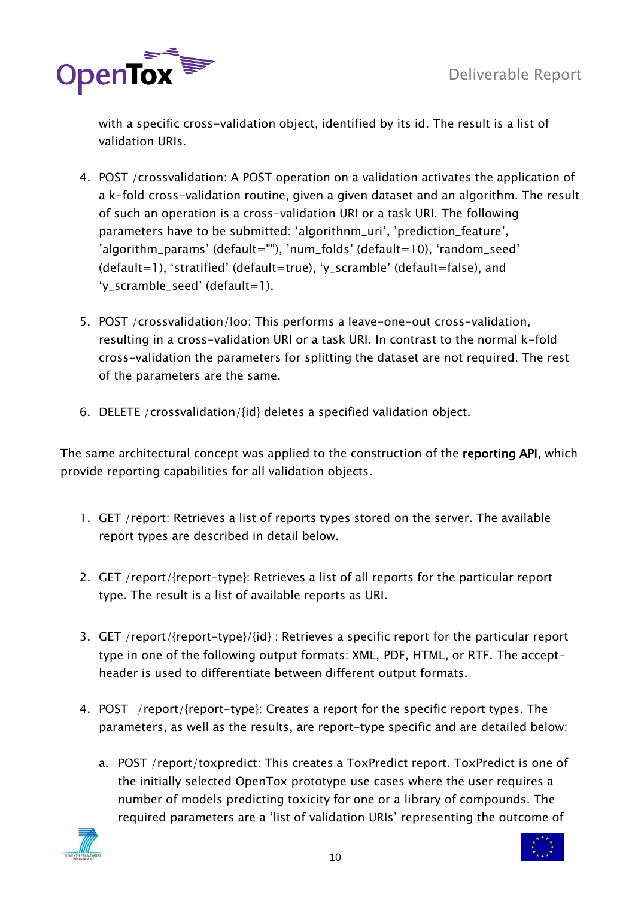with a specific cross-validation object, identified by its id. The result is a list of validation URIs.

4. POST /crossvalidation: A POST operation on a validation activates the application of a k-fold cross-validation routine, given a given dataset and an algorithm. The result of such an operation is a cross-validation URI or a task URI. The following parameters have to be submitted: 'algorithnm_uri', 'prediction_feature', 'algorithm_params' (default=""), 'num_folds' (default=10), 'random_seed' (default=1), 'stratified' (default=true), 'y_scramble' (default=false), and 'y_scramble_seed' (default=1).

5. POST /crossvalidation/loo: This performs a leave-one-out cross-validation, resulting in a cross-validation URI or a task URI. In contrast to the normal k-fold cross-validation the parameters for splitting the dataset are not required. The rest of the parameters are the same.

6. DELETE /crossvalidation/{id} deletes a specified validation object.

The same architectural concept was applied to the construction of the **reporting API**, which provide reporting capabilities for all validation objects.

1. GET /report: Retrieves a list of reports types stored on the server. The available report types are described in detail below.

2. GET /report/{report-type}: Retrieves a list of all reports for the particular report type. The result is a list of available reports as URI.

3. GET /report/{report-type}/{id} : Retrieves a specific report for the particular report type in one of the following output formats: XML, PDF, HTML, or RTF. The accept-header is used to differentiate between different output formats.

4. POST /report/{report-type}: Creates a report for the specific report types. The parameters, as well as the results, are report-type specific and are detailed below:

   a. POST /report/toxpredict: This creates a ToxPredict report. ToxPredict is one of the initially selected OpenTox prototype use cases where the user requires a number of models predicting toxicity for one or a library of compounds. The required parameters are a 'list of validation URIs' representing the outcome of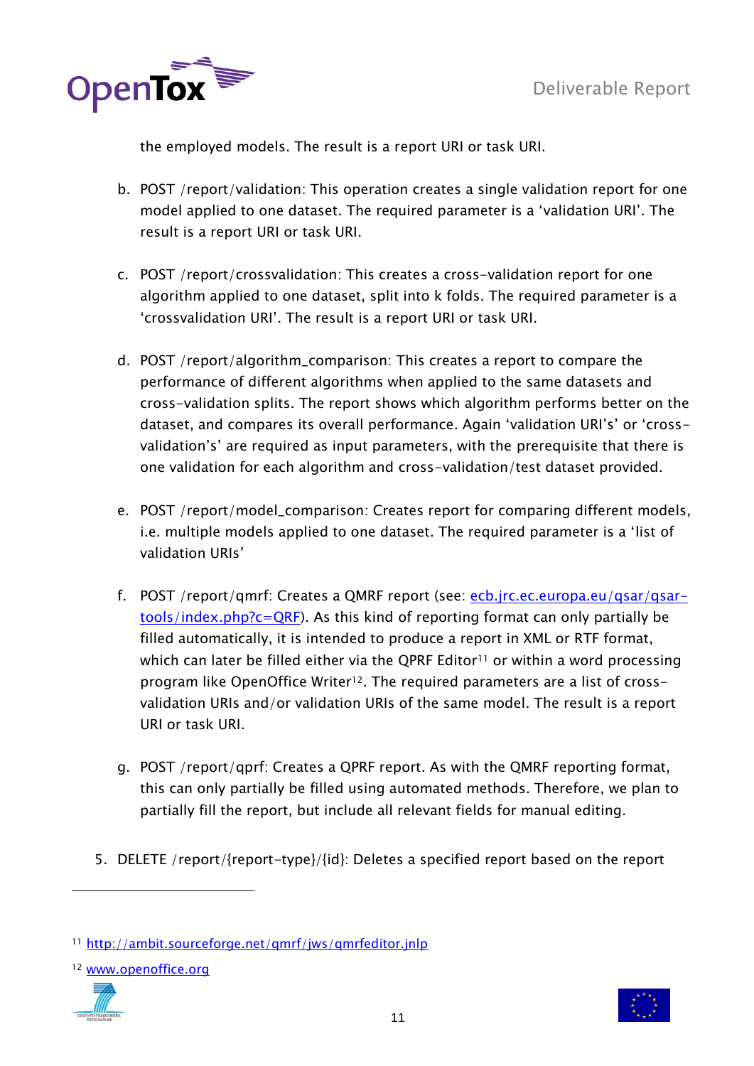the employed models. The result is a report URI or task URI.

b. POST /report/validation: This operation creates a single validation report for one model applied to one dataset. The required parameter is a 'validation URI'. The result is a report URI or task URI.

c. POST /report/crossvalidation: This creates a cross-validation report for one algorithm applied to one dataset, split into k folds. The required parameter is a 'crossvalidation URI'. The result is a report URI or task URI.

d. POST /report/algorithm_comparison: This creates a report to compare the performance of different algorithms when applied to the same datasets and cross-validation splits. The report shows which algorithm performs better on the dataset, and compares its overall performance. Again 'validation URI's' or 'cross-validation's' are required as input parameters, with the prerequisite that there is one validation for each algorithm and cross-validation/test dataset provided.

e. POST /report/model_comparison: Creates report for comparing different models, i.e. multiple models applied to one dataset. The required parameter is a 'list of validation URIs'

f. POST /report/qmrf: Creates a QMRF report (see: [ecb.jrc.ec.europa.eu/qsar/qsar-tools/index.php?c=QRF](ecb.jrc.ec.europa.eu/qsar/qsar-tools/index.php?c=QRF)). As this kind of reporting format can only partially be filled automatically, it is intended to produce a report in XML or RTF format, which can later be filled either via the QPRF Editor[11] or within a word processing program like OpenOffice Writer[12]. The required parameters are a list of cross-validation URIs and/or validation URIs of the same model. The result is a report URI or task URI.

g. POST /report/qprf: Creates a QPRF report. As with the QMRF reporting format, this can only partially be filled using automated methods. Therefore, we plan to partially fill the report, but include all relevant fields for manual editing.

5. DELETE /report/{report-type}/{id}: Deletes a specified report based on the report

---

[11] [http://ambit.sourceforge.net/qmrf/jws/qmrfeditor.jnlp](http://ambit.sourceforge.net/qmrf/jws/qmrfeditor.jnlp)

[12] [www.openoffice.org](www.openoffice.org)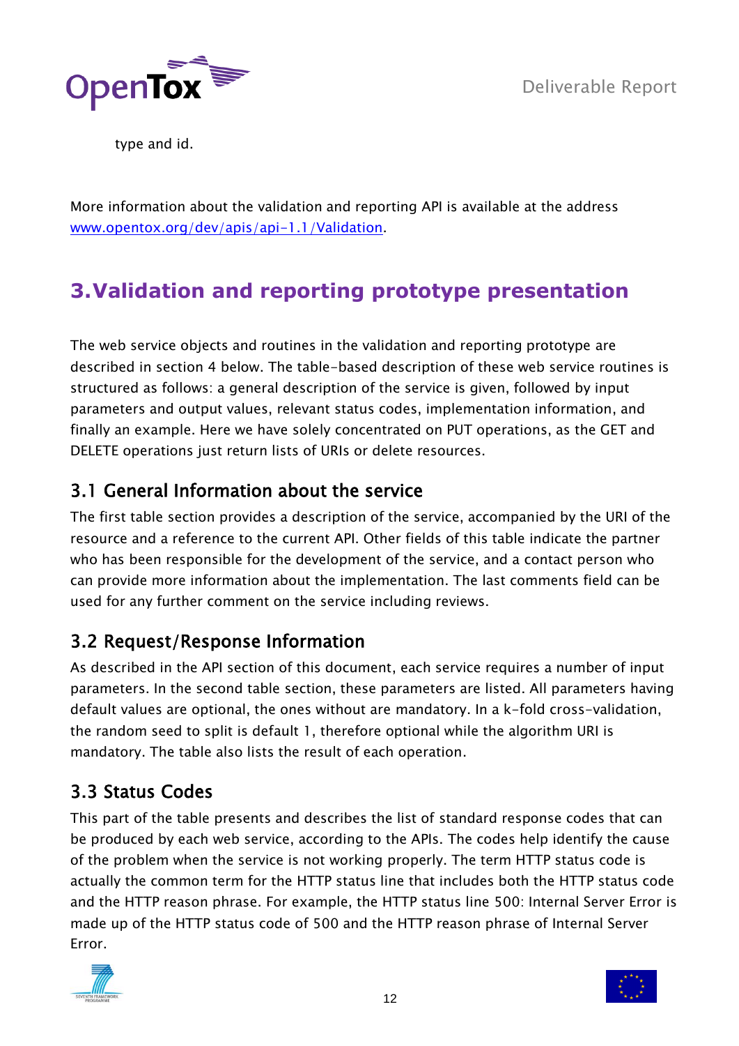type and id.

More information about the validation and reporting API is available at the address [www.opentox.org/dev/apis/api-1.1/Validation](http://www.opentox.org/dev/apis/api-1.1/Validation).

# 3. Validation and reporting prototype presentation

The web service objects and routines in the validation and reporting prototype are described in section 4 below. The table-based description of these web service routines is structured as follows: a general description of the service is given, followed by input parameters and output values, relevant status codes, implementation information, and finally an example. Here we have solely concentrated on PUT operations, as the GET and DELETE operations just return lists of URIs or delete resources.

## 3.1 General Information about the service

The first table section provides a description of the service, accompanied by the URI of the resource and a reference to the current API. Other fields of this table indicate the partner who has been responsible for the development of the service, and a contact person who can provide more information about the implementation. The last comments field can be used for any further comment on the service including reviews.

## 3.2 Request/Response Information

As described in the API section of this document, each service requires a number of input parameters. In the second table section, these parameters are listed. All parameters having default values are optional, the ones without are mandatory. In a k-fold cross-validation, the random seed to split is default 1, therefore optional while the algorithm URI is mandatory. The table also lists the result of each operation.

## 3.3 Status Codes

This part of the table presents and describes the list of standard response codes that can be produced by each web service, according to the APIs. The codes help identify the cause of the problem when the service is not working properly. The term HTTP status code is actually the common term for the HTTP status line that includes both the HTTP status code and the HTTP reason phrase. For example, the HTTP status line 500: Internal Server Error is made up of the HTTP status code of 500 and the HTTP reason phrase of Internal Server Error.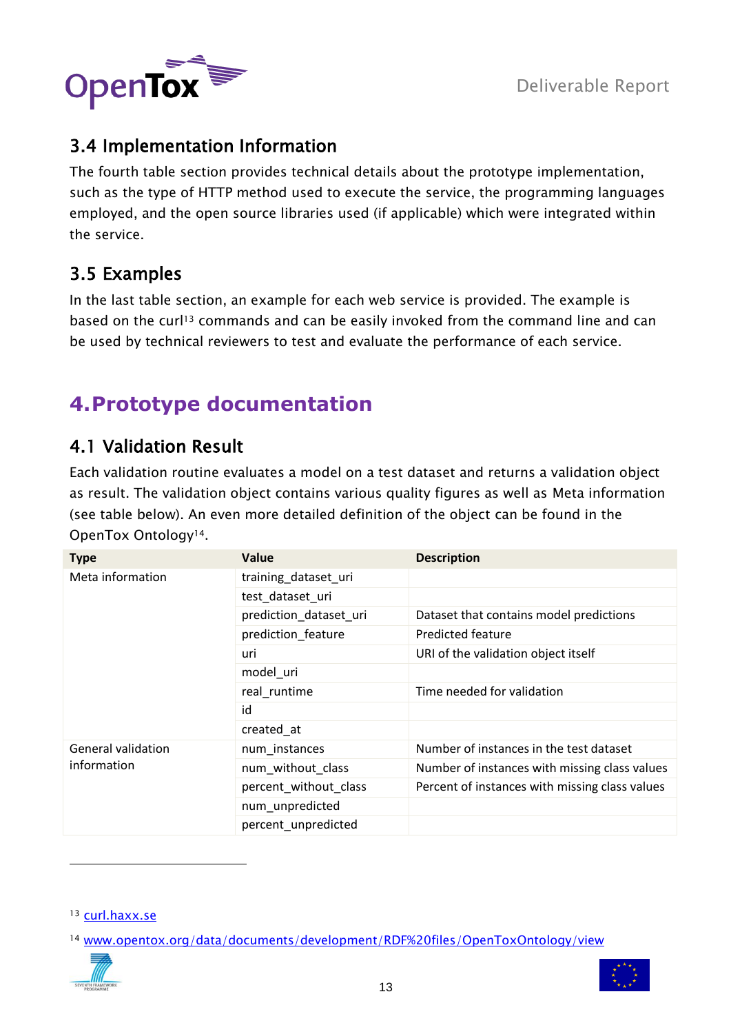## 3.4 Implementation Information

The fourth table section provides technical details about the prototype implementation, such as the type of HTTP method used to execute the service, the programming languages employed, and the open source libraries used (if applicable) which were integrated within the service.

## 3.5 Examples

In the last table section, an example for each web service is provided. The example is based on the curl[13] commands and can be easily invoked from the command line and can be used by technical reviewers to test and evaluate the performance of each service.

# 4. Prototype documentation

## 4.1 Validation Result

Each validation routine evaluates a model on a test dataset and returns a validation object as result. The validation object contains various quality figures as well as Meta information (see table below). An even more detailed definition of the object can be found in the OpenTox Ontology[14].

| Type | Value | Description |
|---|---|---|
| Meta information | training_dataset_uri | |
| | test_dataset_uri | |
| | prediction_dataset_uri | Dataset that contains model predictions |
| | prediction_feature | Predicted feature |
| | uri | URI of the validation object itself |
| | model_uri | |
| | real_runtime | Time needed for validation |
| | id | |
| | created_at | |
| General validation information | num_instances | Number of instances in the test dataset |
| | num_without_class | Number of instances with missing class values |
| | percent_without_class | Percent of instances with missing class values |
| | num_unpredicted | |
| | percent_unpredicted | |

---

[13] curl.haxx.se

[14] www.opentox.org/data/documents/development/RDF%20files/OpenToxOntology/view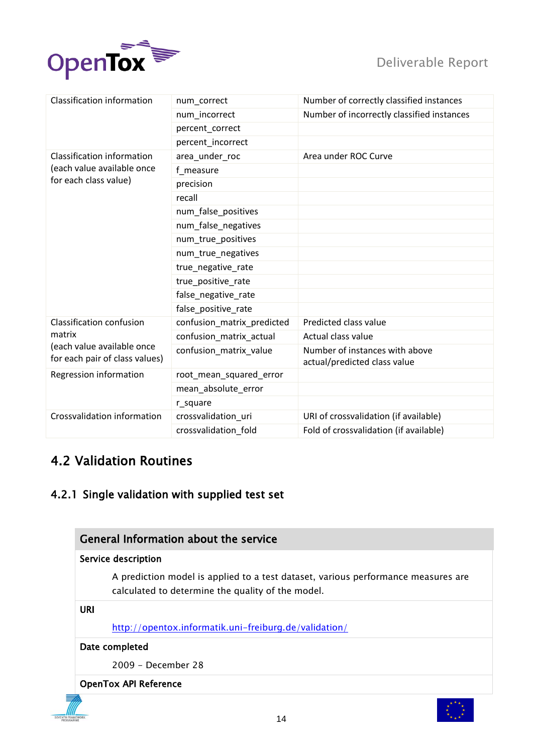| | | |
|---|---|---|
| Classification information | num_correct | Number of correctly classified instances |
| | num_incorrect | Number of incorrectly classified instances |
| | percent_correct | |
| | percent_incorrect | |
| Classification information (each value available once for each class value) | area_under_roc | Area under ROC Curve |
| | f_measure | |
| | precision | |
| | recall | |
| | num_false_positives | |
| | num_false_negatives | |
| | num_true_positives | |
| | num_true_negatives | |
| | true_negative_rate | |
| | true_positive_rate | |
| | false_negative_rate | |
| | false_positive_rate | |
| Classification confusion matrix (each value available once for each pair of class values) | confusion_matrix_predicted | Predicted class value |
| | confusion_matrix_actual | Actual class value |
| | confusion_matrix_value | Number of instances with above actual/predicted class value |
| Regression information | root_mean_squared_error | |
| | mean_absolute_error | |
| | r_square | |
| Crossvalidation information | crossvalidation_uri | URI of crossvalidation (if available) |
| | crossvalidation_fold | Fold of crossvalidation (if available) |

## 4.2 Validation Routines

### 4.2.1 Single validation with supplied test set

**General Information about the service**

**Service description**

A prediction model is applied to a test dataset, various performance measures are calculated to determine the quality of the model.

**URI**

http://opentox.informatik.uni-freiburg.de/validation/

**Date completed**

2009 - December 28

**OpenTox API Reference**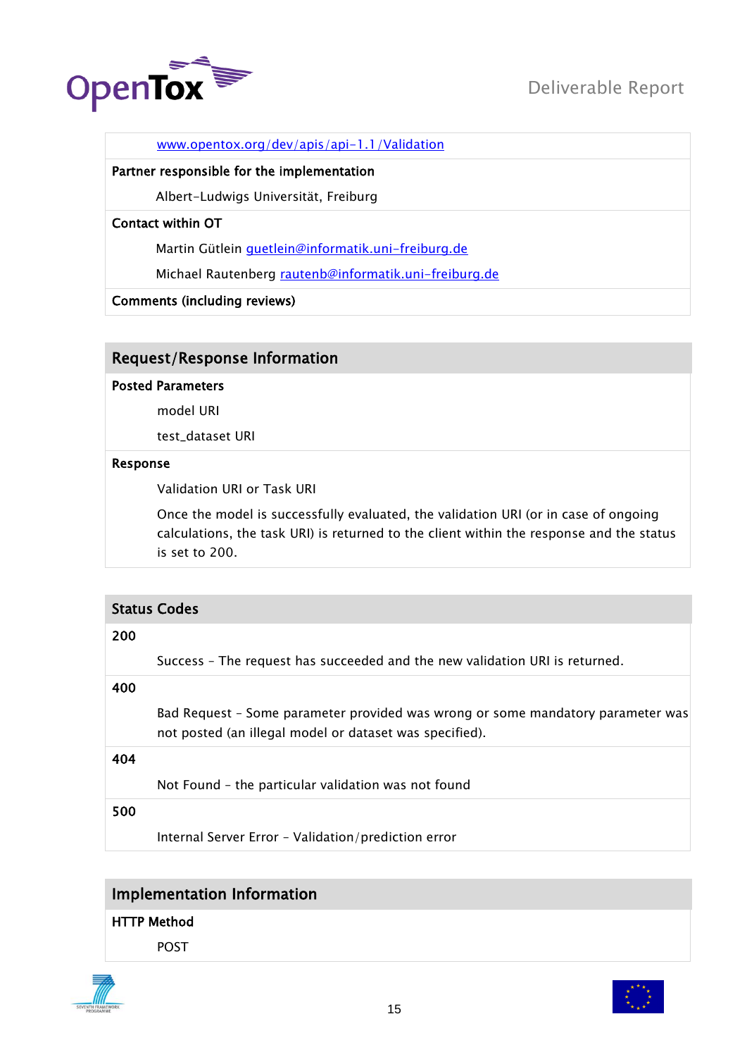www.opentox.org/dev/apis/api-1.1/Validation

**Partner responsible for the implementation**

Albert-Ludwigs Universität, Freiburg

**Contact within OT**

Martin Gütlein guetlein@informatik.uni-freiburg.de

Michael Rautenberg rautenb@informatik.uni-freiburg.de

**Comments (including reviews)**

## Request/Response Information

**Posted Parameters**

model URI

test_dataset URI

**Response**

Validation URI or Task URI

Once the model is successfully evaluated, the validation URI (or in case of ongoing calculations, the task URI) is returned to the client within the response and the status is set to 200.

## Status Codes

**200**

Success – The request has succeeded and the new validation URI is returned.

**400**

Bad Request – Some parameter provided was wrong or some mandatory parameter was not posted (an illegal model or dataset was specified).

**404**

Not Found – the particular validation was not found

**500**

Internal Server Error – Validation/prediction error

## Implementation Information

**HTTP Method**

POST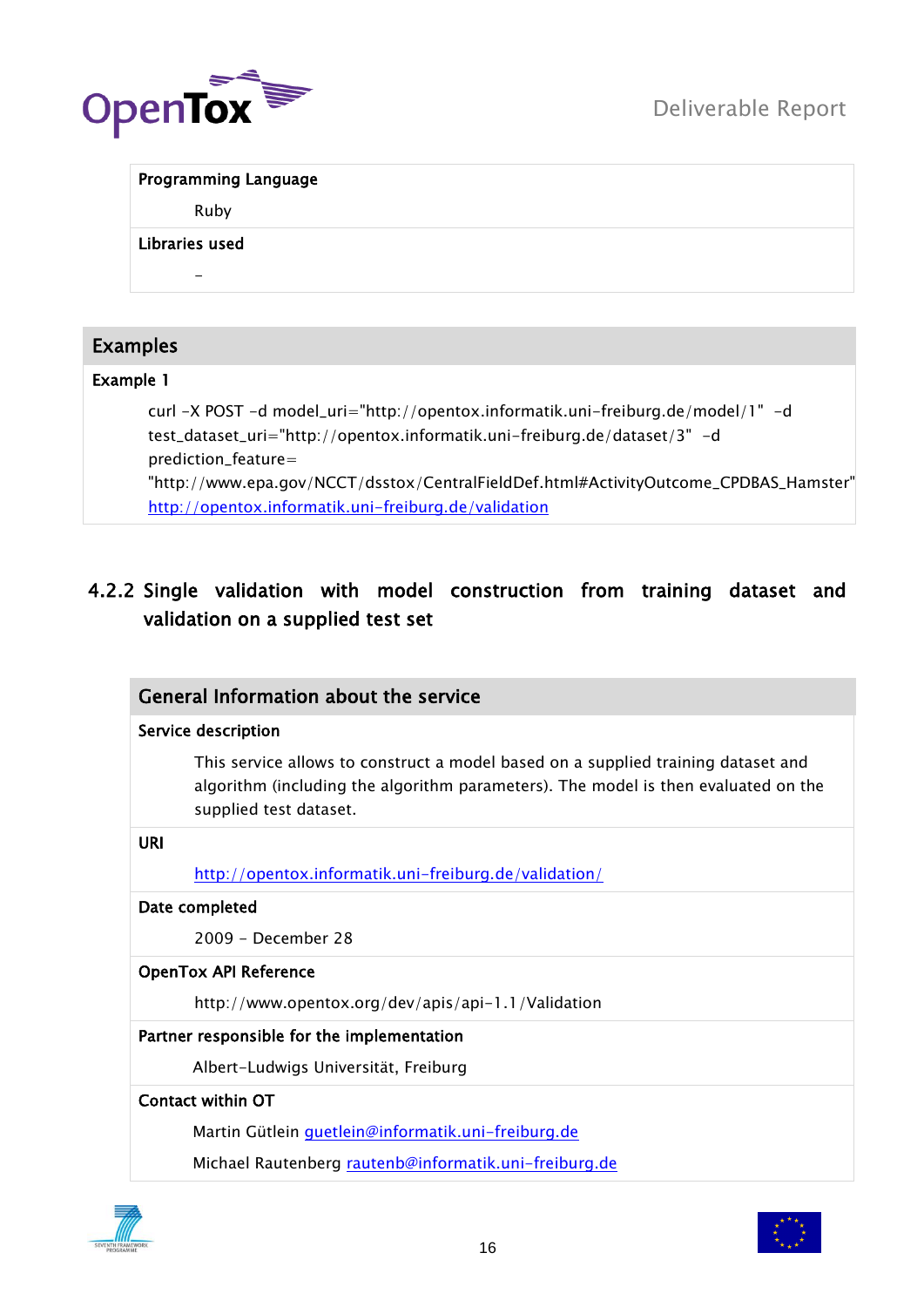**Programming Language**

Ruby

**Libraries used**

-

## Examples

**Example 1**

```
curl -X POST -d model_uri="http://opentox.informatik.uni-freiburg.de/model/1" -d
test_dataset_uri="http://opentox.informatik.uni-freiburg.de/dataset/3" -d
prediction_feature=
"http://www.epa.gov/NCCT/dsstox/CentralFieldDef.html#ActivityOutcome_CPDBAS_Hamster"
http://opentox.informatik.uni-freiburg.de/validation
```

### 4.2.2 Single validation with model construction from training dataset and validation on a supplied test set

## General Information about the service

**Service description**

This service allows to construct a model based on a supplied training dataset and algorithm (including the algorithm parameters). The model is then evaluated on the supplied test dataset.

**URI**

http://opentox.informatik.uni-freiburg.de/validation/

**Date completed**

2009 - December 28

**OpenTox API Reference**

http://www.opentox.org/dev/apis/api-1.1/Validation

**Partner responsible for the implementation**

Albert-Ludwigs Universität, Freiburg

**Contact within OT**

Martin Gütlein guetlein@informatik.uni-freiburg.de

Michael Rautenberg rautenb@informatik.uni-freiburg.de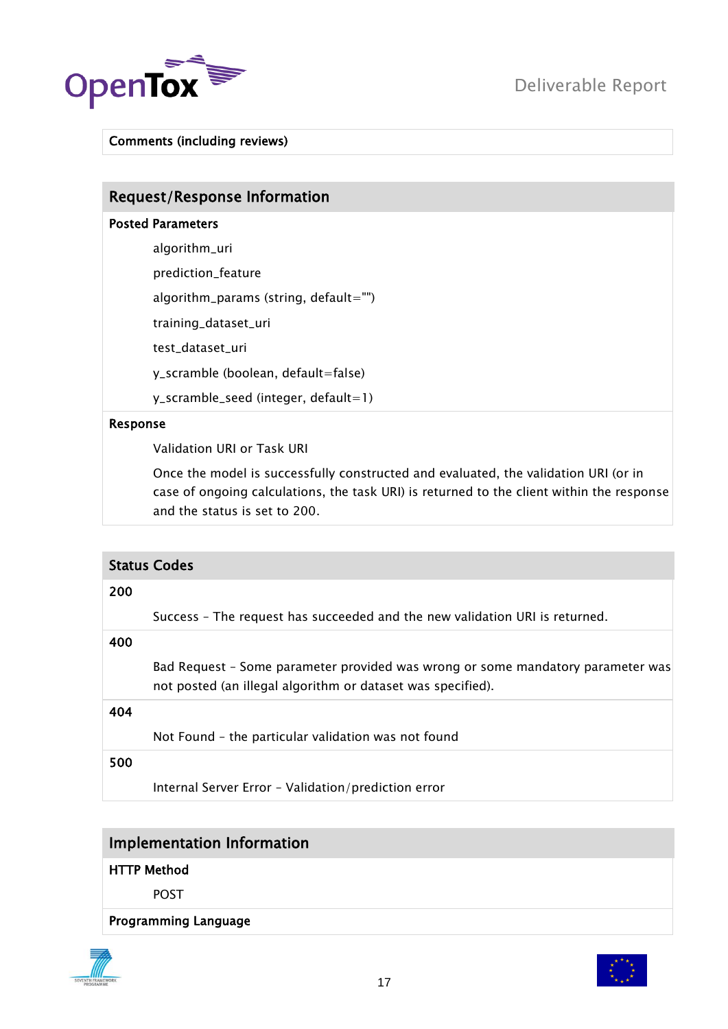**Comments (including reviews)**

## Request/Response Information

**Posted Parameters**

algorithm_uri

prediction_feature

algorithm_params (string, default="")

training_dataset_uri

test_dataset_uri

y_scramble (boolean, default=false)

y_scramble_seed (integer, default=1)

**Response**

Validation URI or Task URI

Once the model is successfully constructed and evaluated, the validation URI (or in case of ongoing calculations, the task URI) is returned to the client within the response and the status is set to 200.

## Status Codes

**200**

Success – The request has succeeded and the new validation URI is returned.

**400**

Bad Request – Some parameter provided was wrong or some mandatory parameter was not posted (an illegal algorithm or dataset was specified).

**404**

Not Found – the particular validation was not found

**500**

Internal Server Error – Validation/prediction error

## Implementation Information

**HTTP Method**

POST

**Programming Language**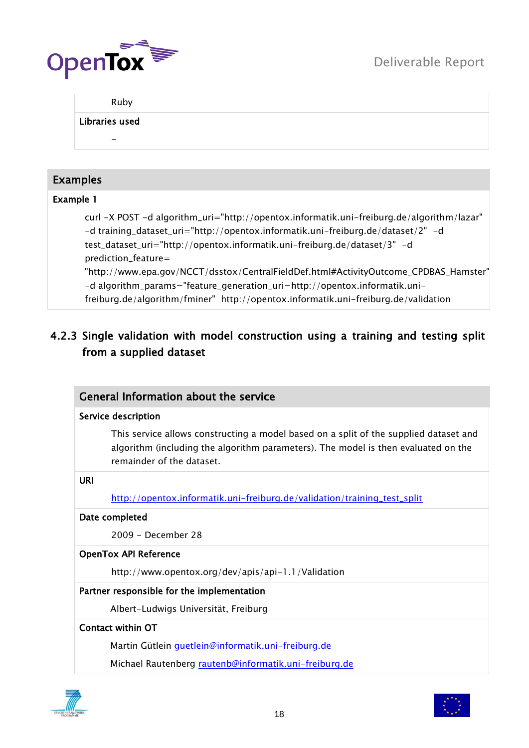Ruby

**Libraries used**

-

## Examples

**Example 1**

```
curl -X POST -d algorithm_uri="http://opentox.informatik.uni-freiburg.de/algorithm/lazar"
-d training_dataset_uri="http://opentox.informatik.uni-freiburg.de/dataset/2"  -d
test_dataset_uri="http://opentox.informatik.uni-freiburg.de/dataset/3"  -d
prediction_feature=
"http://www.epa.gov/NCCT/dsstox/CentralFieldDef.html#ActivityOutcome_CPDBAS_Hamster"
-d algorithm_params="feature_generation_uri=http://opentox.informatik.uni-
freiburg.de/algorithm/fminer"  http://opentox.informatik.uni-freiburg.de/validation
```

### 4.2.3 Single validation with model construction using a training and testing split from a supplied dataset

## General Information about the service

**Service description**

This service allows constructing a model based on a split of the supplied dataset and algorithm (including the algorithm parameters). The model is then evaluated on the remainder of the dataset.

**URI**

http://opentox.informatik.uni-freiburg.de/validation/training_test_split

**Date completed**

2009 - December 28

**OpenTox API Reference**

http://www.opentox.org/dev/apis/api-1.1/Validation

**Partner responsible for the implementation**

Albert-Ludwigs Universität, Freiburg

**Contact within OT**

Martin Gütlein guetlein@informatik.uni-freiburg.de

Michael Rautenberg rautenb@informatik.uni-freiburg.de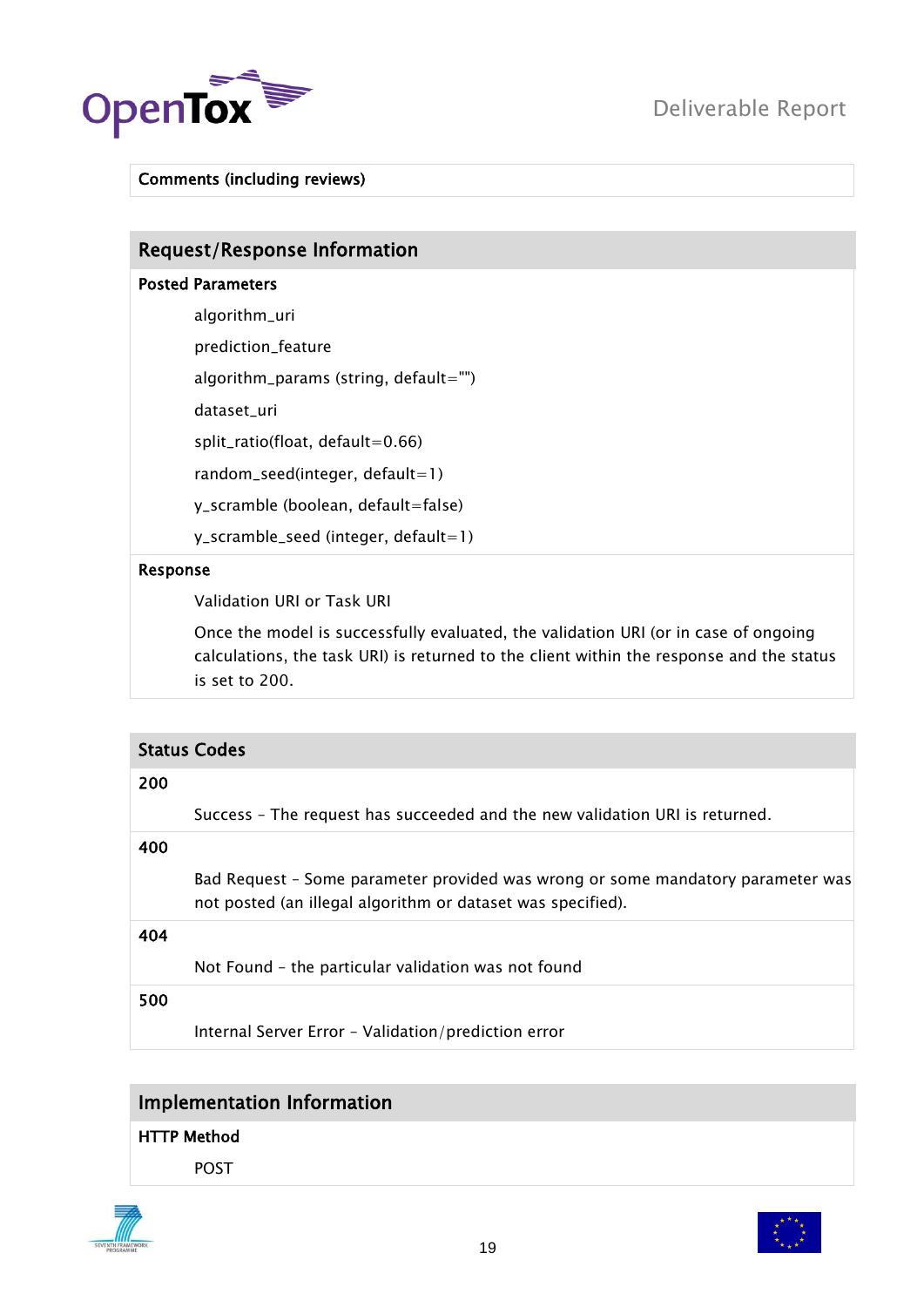**Comments (including reviews)**

## Request/Response Information

**Posted Parameters**

algorithm_uri

prediction_feature

algorithm_params (string, default="")

dataset_uri

split_ratio(float, default=0.66)

random_seed(integer, default=1)

y_scramble (boolean, default=false)

y_scramble_seed (integer, default=1)

**Response**

Validation URI or Task URI

Once the model is successfully evaluated, the validation URI (or in case of ongoing calculations, the task URI) is returned to the client within the response and the status is set to 200.

## Status Codes

**200**

Success – The request has succeeded and the new validation URI is returned.

**400**

Bad Request – Some parameter provided was wrong or some mandatory parameter was not posted (an illegal algorithm or dataset was specified).

**404**

Not Found – the particular validation was not found

**500**

Internal Server Error – Validation/prediction error

## Implementation Information

**HTTP Method**

POST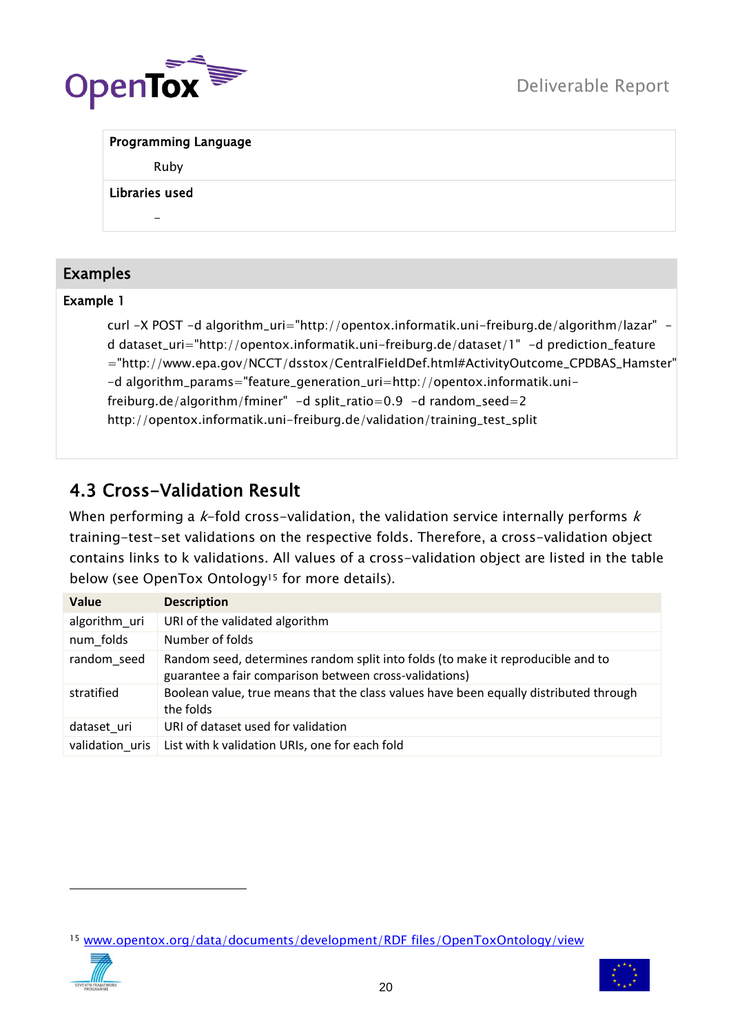**Programming Language**

Ruby

**Libraries used**

-

## Examples

**Example 1**

```
curl -X POST -d algorithm_uri="http://opentox.informatik.uni-freiburg.de/algorithm/lazar" -d dataset_uri="http://opentox.informatik.uni-freiburg.de/dataset/1" -d prediction_feature="http://www.epa.gov/NCCT/dsstox/CentralFieldDef.html#ActivityOutcome_CPDBAS_Hamster" -d algorithm_params="feature_generation_uri=http://opentox.informatik.uni-freiburg.de/algorithm/fminer" -d split_ratio=0.9 -d random_seed=2 http://opentox.informatik.uni-freiburg.de/validation/training_test_split
```

## 4.3 Cross-Validation Result

When performing a *k*-fold cross-validation, the validation service internally performs *k* training-test-set validations on the respective folds. Therefore, a cross-validation object contains links to k validations. All values of a cross-validation object are listed in the table below (see OpenTox Ontology[15] for more details).

| Value | Description |
|---|---|
| algorithm_uri | URI of the validated algorithm |
| num_folds | Number of folds |
| random_seed | Random seed, determines random split into folds (to make it reproducible and to guarantee a fair comparison between cross-validations) |
| stratified | Boolean value, true means that the class values have been equally distributed through the folds |
| dataset_uri | URI of dataset used for validation |
| validation_uris | List with k validation URIs, one for each fold |

[15] www.opentox.org/data/documents/development/RDF files/OpenToxOntology/view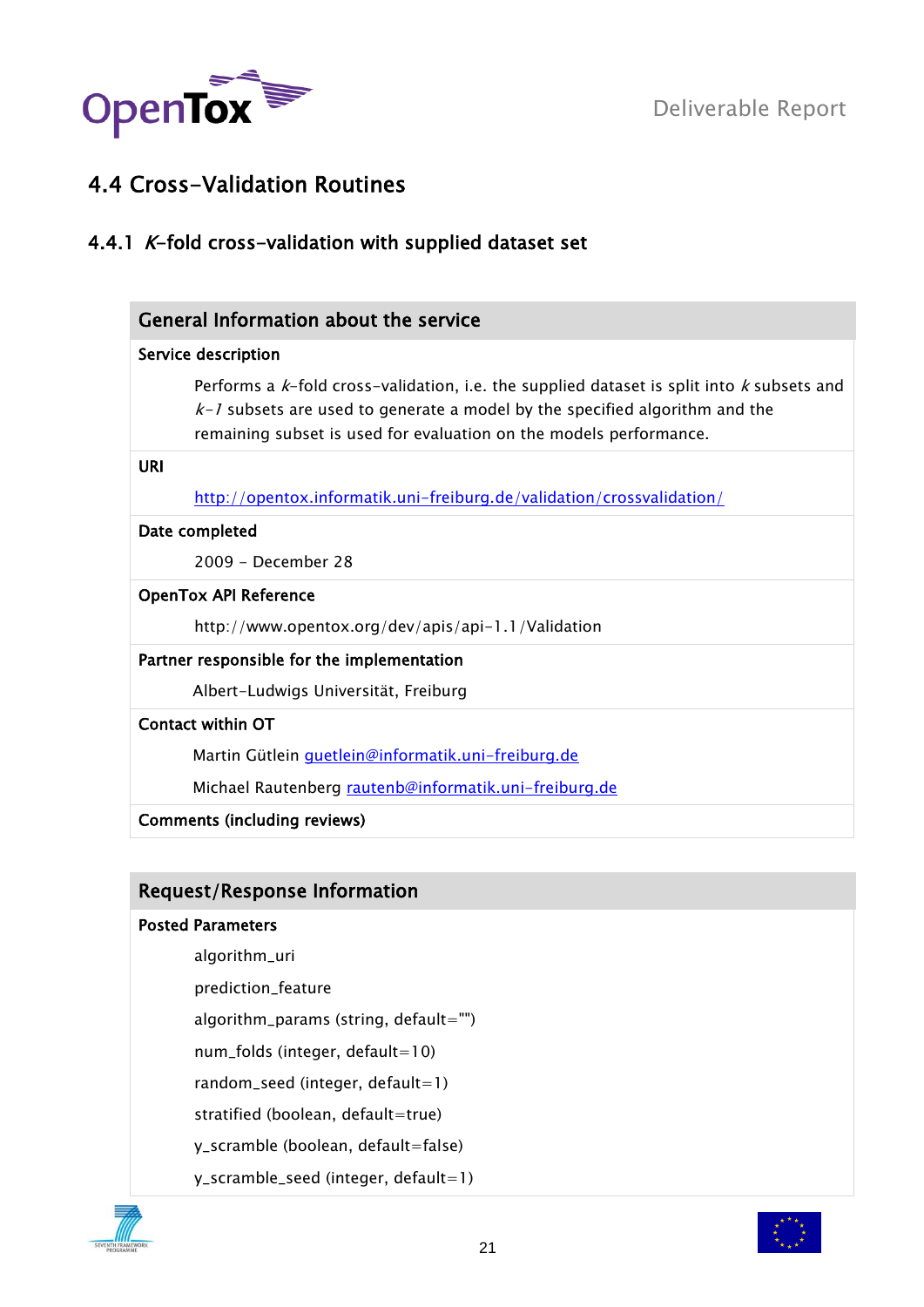## 4.4 Cross-Validation Routines

### 4.4.1 *K*-fold cross-validation with supplied dataset set

| General Information about the service |
|---|
| **Service description** |
| Performs a *k*-fold cross-validation, i.e. the supplied dataset is split into *k* subsets and *k-1* subsets are used to generate a model by the specified algorithm and the remaining subset is used for evaluation on the models performance. |
| **URI** |
| http://opentox.informatik.uni-freiburg.de/validation/crossvalidation/ |
| **Date completed** |
| 2009 - December 28 |
| **OpenTox API Reference** |
| http://www.opentox.org/dev/apis/api-1.1/Validation |
| **Partner responsible for the implementation** |
| Albert-Ludwigs Universität, Freiburg |
| **Contact within OT** |
| Martin Gütlein guetlein@informatik.uni-freiburg.de<br>Michael Rautenberg rautenb@informatik.uni-freiburg.de |
| **Comments (including reviews)** |

| Request/Response Information |
|---|
| **Posted Parameters** |
| algorithm_uri<br>prediction_feature<br>algorithm_params (string, default="")<br>num_folds (integer, default=10)<br>random_seed (integer, default=1)<br>stratified (boolean, default=true)<br>y_scramble (boolean, default=false)<br>y_scramble_seed (integer, default=1) |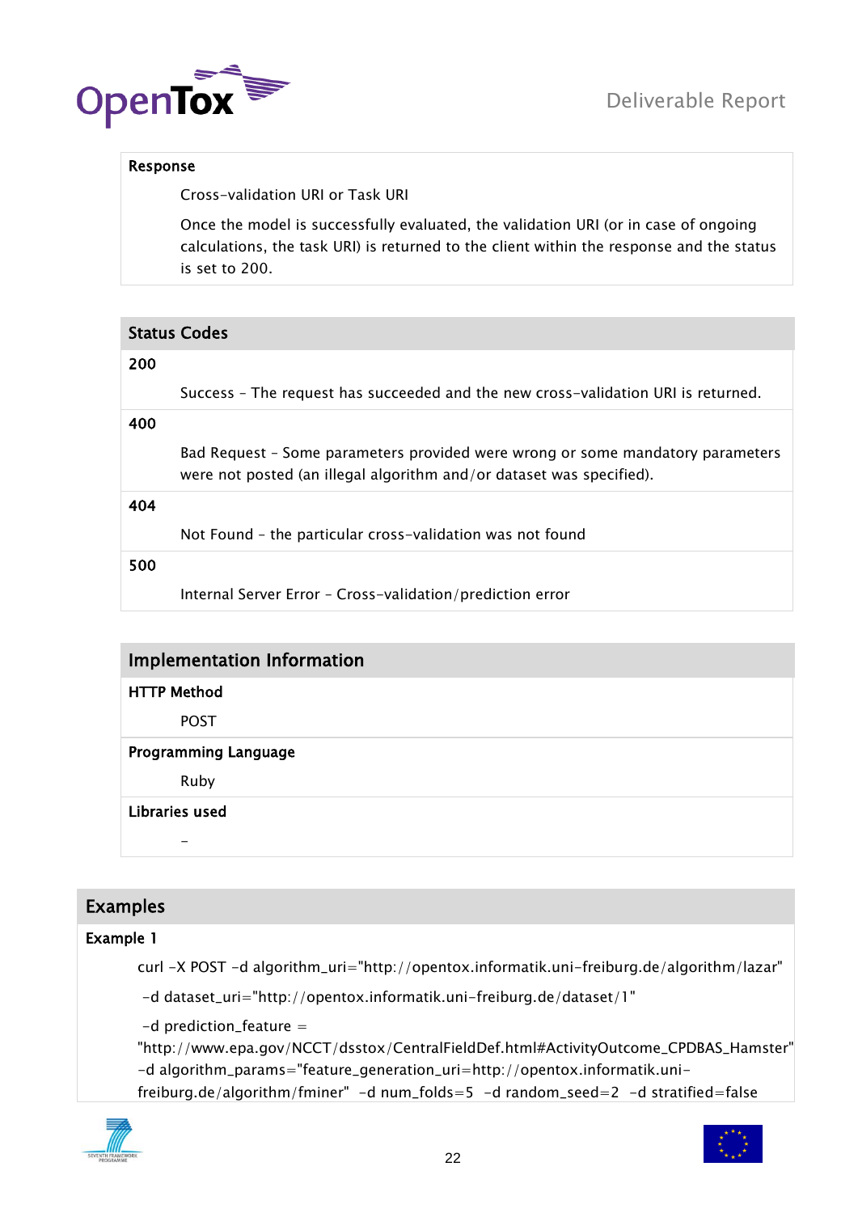**Response**

Cross-validation URI or Task URI

Once the model is successfully evaluated, the validation URI (or in case of ongoing calculations, the task URI) is returned to the client within the response and the status is set to 200.

| Status Codes | |
|---|---|
| 200 | Success – The request has succeeded and the new cross-validation URI is returned. |
| 400 | Bad Request – Some parameters provided were wrong or some mandatory parameters were not posted (an illegal algorithm and/or dataset was specified). |
| 404 | Not Found – the particular cross-validation was not found |
| 500 | Internal Server Error – Cross-validation/prediction error |

| Implementation Information | |
|---|---|
| HTTP Method | POST |
| Programming Language | Ruby |
| Libraries used | - |

## Examples

**Example 1**

```
curl -X POST -d algorithm_uri="http://opentox.informatik.uni-freiburg.de/algorithm/lazar"
 -d dataset_uri="http://opentox.informatik.uni-freiburg.de/dataset/1"
 -d prediction_feature =
"http://www.epa.gov/NCCT/dsstox/CentralFieldDef.html#ActivityOutcome_CPDBAS_Hamster"
-d algorithm_params="feature_generation_uri=http://opentox.informatik.uni-
freiburg.de/algorithm/fminer" -d num_folds=5 -d random_seed=2 -d stratified=false
```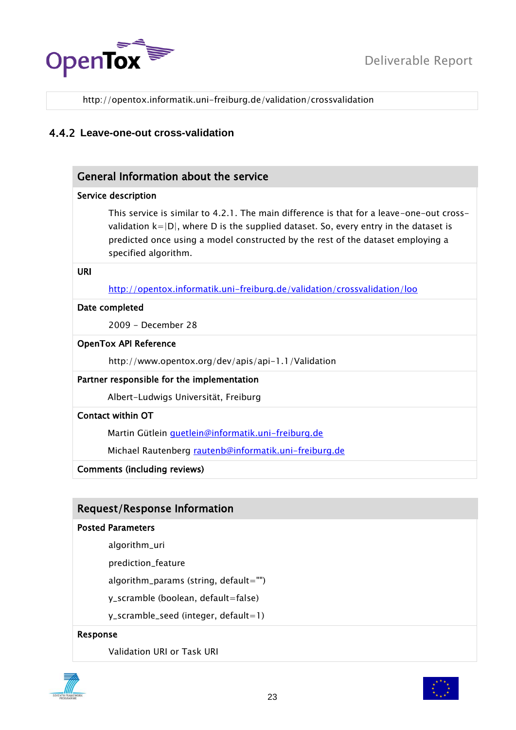http://opentox.informatik.uni-freiburg.de/validation/crossvalidation

### 4.4.2 Leave-one-out cross-validation

| General Information about the service |
|---|
| **Service description** |
| This service is similar to 4.2.1. The main difference is that for a leave-one-out cross-validation k=\|D\|, where D is the supplied dataset. So, every entry in the dataset is predicted once using a model constructed by the rest of the dataset employing a specified algorithm. |
| **URI** |
| http://opentox.informatik.uni-freiburg.de/validation/crossvalidation/loo |
| **Date completed** |
| 2009 – December 28 |
| **OpenTox API Reference** |
| http://www.opentox.org/dev/apis/api-1.1/Validation |
| **Partner responsible for the implementation** |
| Albert-Ludwigs Universität, Freiburg |
| **Contact within OT** |
| Martin Gütlein guetlein@informatik.uni-freiburg.de<br>Michael Rautenberg rautenb@informatik.uni-freiburg.de |
| **Comments (including reviews)** |

| Request/Response Information |
|---|
| **Posted Parameters** |
| algorithm_uri<br>prediction_feature<br>algorithm_params (string, default="")<br>y_scramble (boolean, default=false)<br>y_scramble_seed (integer, default=1) |
| **Response** |
| Validation URI or Task URI |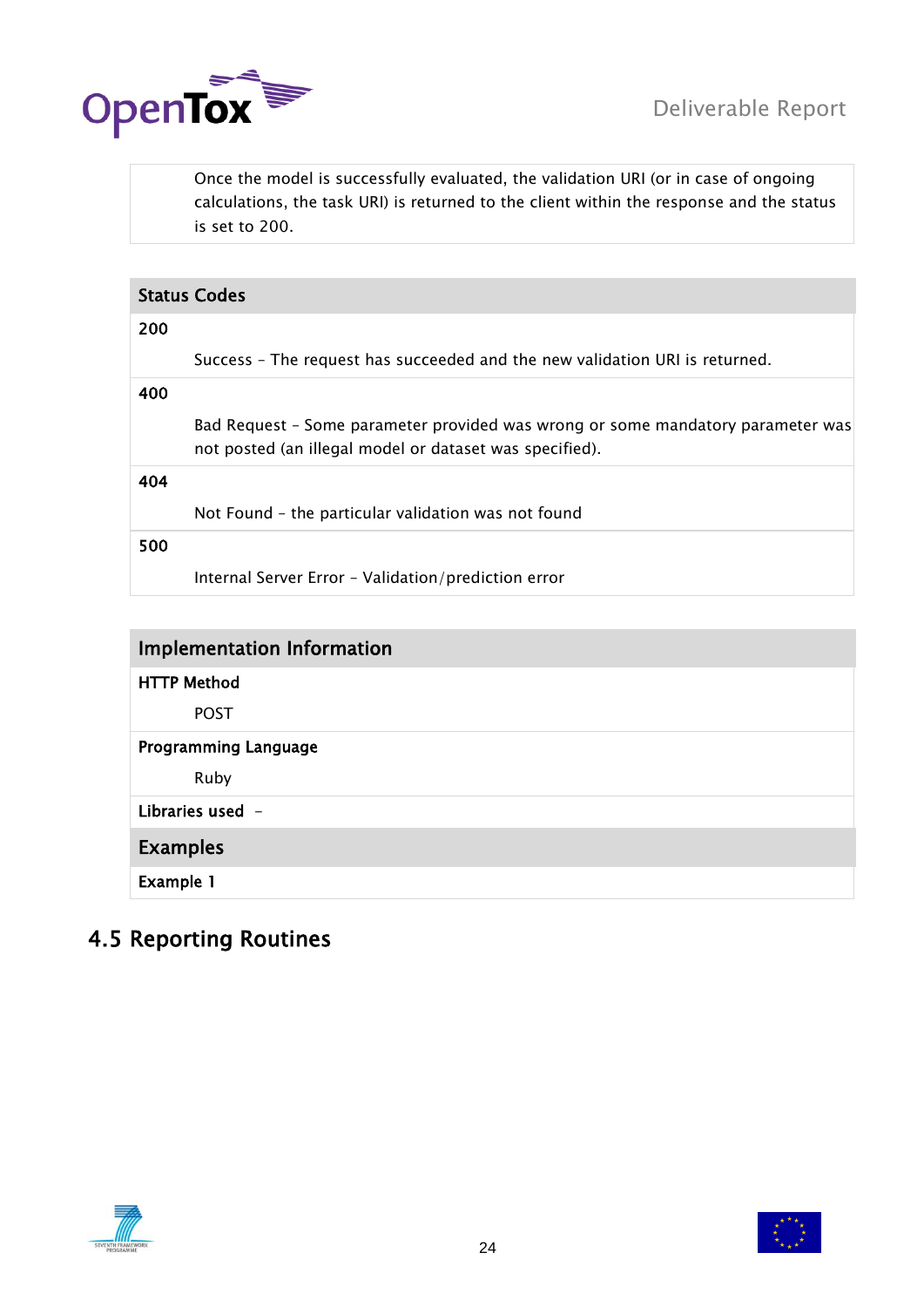Once the model is successfully evaluated, the validation URI (or in case of ongoing calculations, the task URI) is returned to the client within the response and the status is set to 200.

| Status Codes | |
|---|---|
| **200** | |
| | Success – The request has succeeded and the new validation URI is returned. |
| **400** | |
| | Bad Request – Some parameter provided was wrong or some mandatory parameter was not posted (an illegal model or dataset was specified). |
| **404** | |
| | Not Found – the particular validation was not found |
| **500** | |
| | Internal Server Error – Validation/prediction error |

| Implementation Information | |
|---|---|
| **HTTP Method** | |
| | POST |
| **Programming Language** | |
| | Ruby |
| **Libraries used** – | |

| Examples |
|---|
| **Example 1** |

## 4.5 Reporting Routines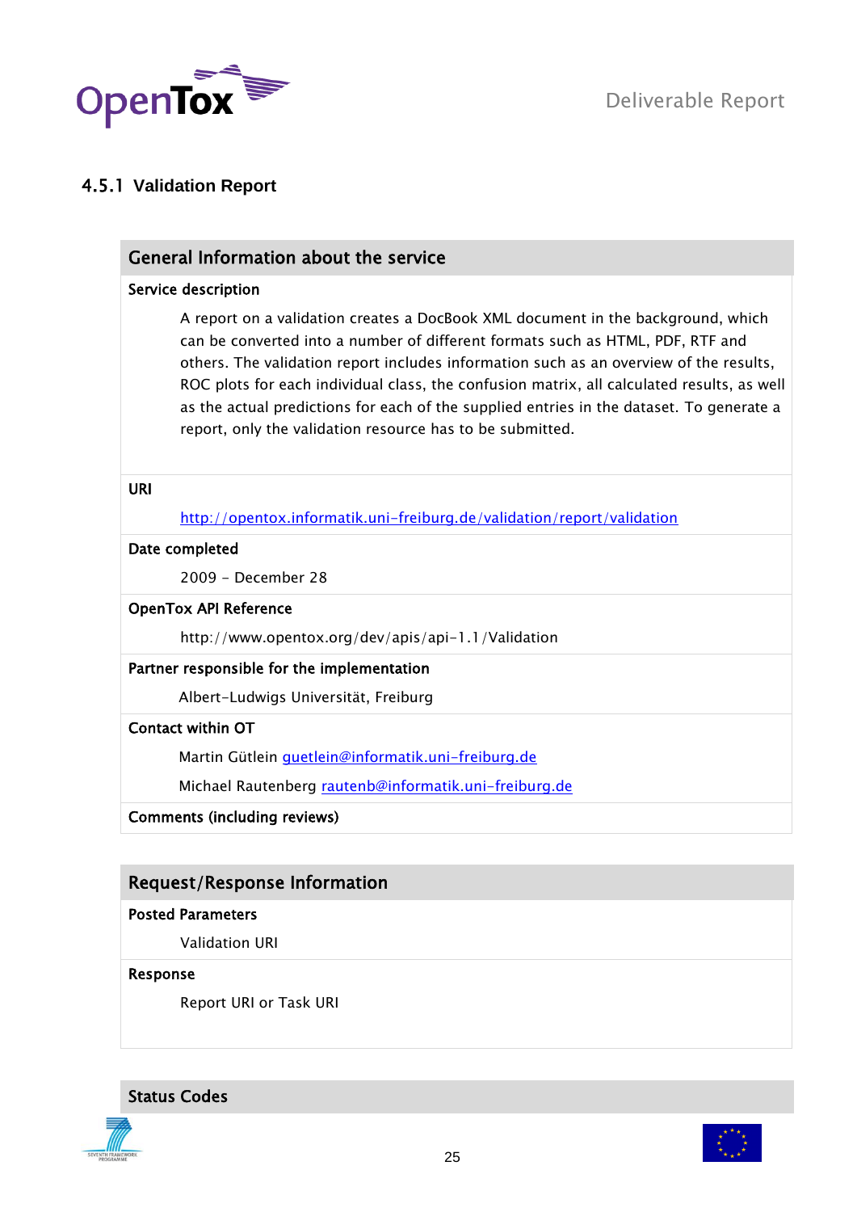### 4.5.1 Validation Report

| General Information about the service |
|---|
| **Service description** |
| A report on a validation creates a DocBook XML document in the background, which can be converted into a number of different formats such as HTML, PDF, RTF and others. The validation report includes information such as an overview of the results, ROC plots for each individual class, the confusion matrix, all calculated results, as well as the actual predictions for each of the supplied entries in the dataset. To generate a report, only the validation resource has to be submitted. |
| **URI** |
| http://opentox.informatik.uni-freiburg.de/validation/report/validation |
| **Date completed** |
| 2009 – December 28 |
| **OpenTox API Reference** |
| http://www.opentox.org/dev/apis/api-1.1/Validation |
| **Partner responsible for the implementation** |
| Albert-Ludwigs Universität, Freiburg |
| **Contact within OT** |
| Martin Gütlein guetlein@informatik.uni-freiburg.de<br>Michael Rautenberg rautenb@informatik.uni-freiburg.de |
| **Comments (including reviews)** |

| Request/Response Information |
|---|
| **Posted Parameters** |
| Validation URI |
| **Response** |
| Report URI or Task URI |

| Status Codes |
|---|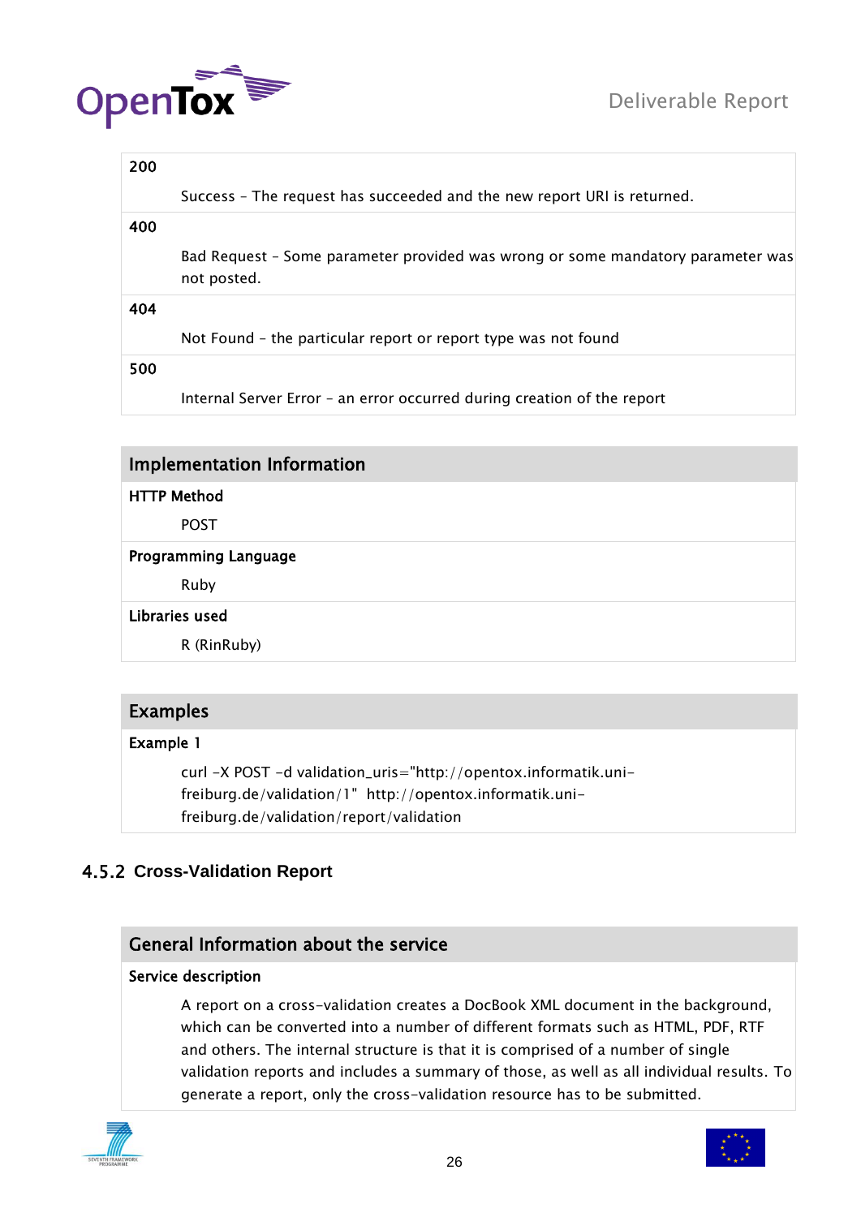| | |
|---|---|
| **200** | Success – The request has succeeded and the new report URI is returned. |
| **400** | Bad Request – Some parameter provided was wrong or some mandatory parameter was not posted. |
| **404** | Not Found – the particular report or report type was not found |
| **500** | Internal Server Error – an error occurred during creation of the report |

| Implementation Information | |
|---|---|
| **HTTP Method** | POST |
| **Programming Language** | Ruby |
| **Libraries used** | R (RinRuby) |

| Examples | |
|---|---|
| **Example 1** | curl -X POST -d validation_uris="http://opentox.informatik.uni-freiburg.de/validation/1" http://opentox.informatik.uni-freiburg.de/validation/report/validation |

### 4.5.2 Cross-Validation Report

| General Information about the service | |
|---|---|
| **Service description** | A report on a cross-validation creates a DocBook XML document in the background, which can be converted into a number of different formats such as HTML, PDF, RTF and others. The internal structure is that it is comprised of a number of single validation reports and includes a summary of those, as well as all individual results. To generate a report, only the cross-validation resource has to be submitted. |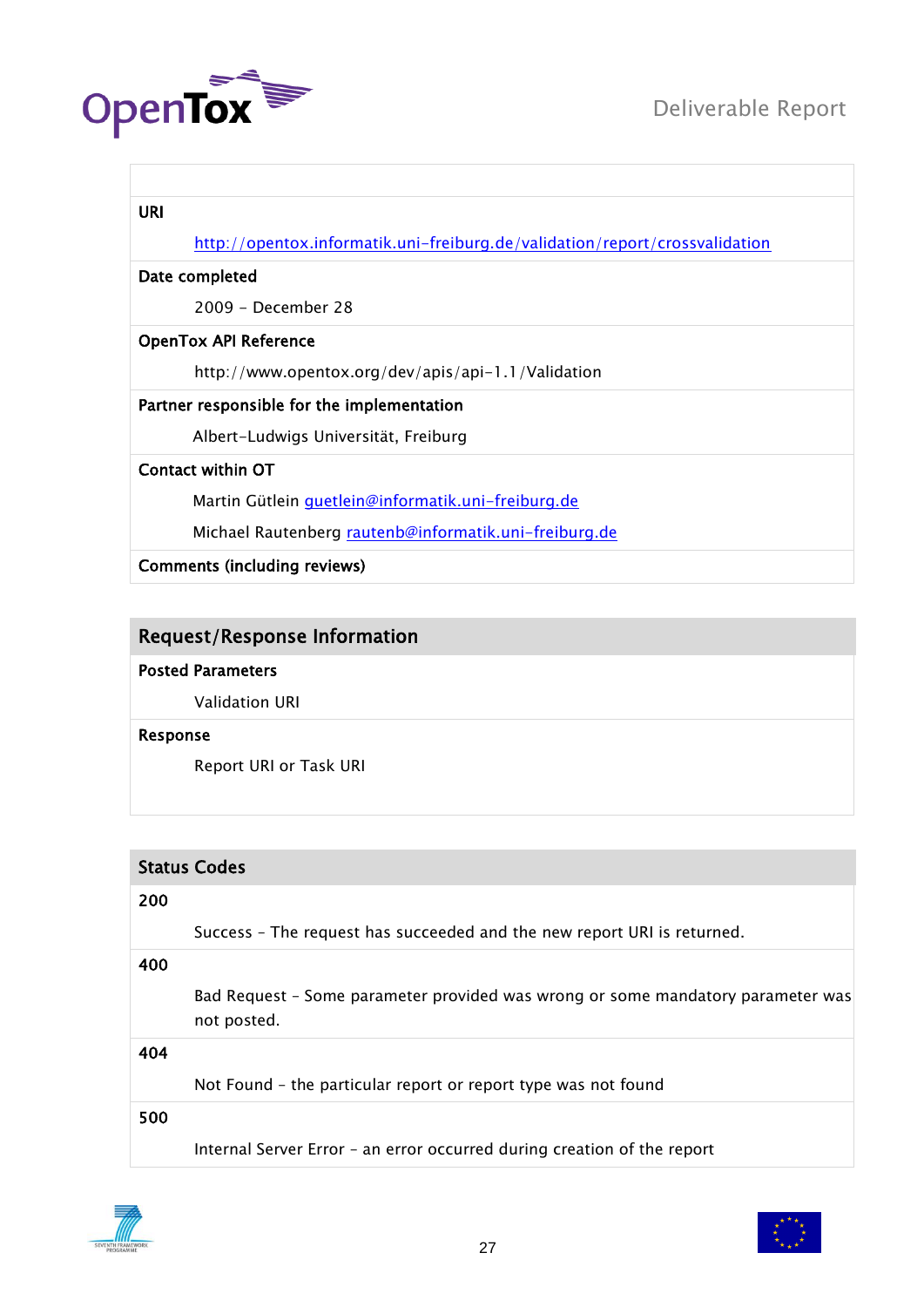**URI**

http://opentox.informatik.uni-freiburg.de/validation/report/crossvalidation

**Date completed**

2009 – December 28

**OpenTox API Reference**

http://www.opentox.org/dev/apis/api-1.1/Validation

**Partner responsible for the implementation**

Albert-Ludwigs Universität, Freiburg

**Contact within OT**

Martin Gütlein guetlein@informatik.uni-freiburg.de

Michael Rautenberg rautenb@informatik.uni-freiburg.de

**Comments (including reviews)**

## Request/Response Information

**Posted Parameters**

Validation URI

**Response**

Report URI or Task URI

## Status Codes

**200**

Success – The request has succeeded and the new report URI is returned.

**400**

Bad Request – Some parameter provided was wrong or some mandatory parameter was not posted.

**404**

Not Found – the particular report or report type was not found

**500**

Internal Server Error – an error occurred during creation of the report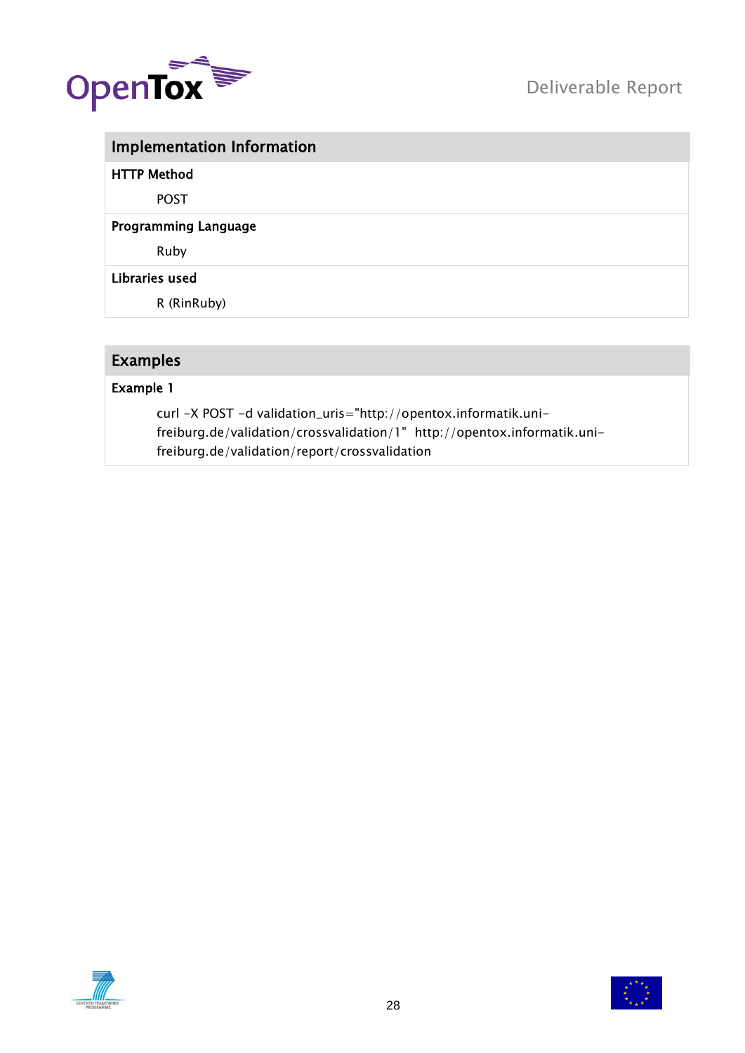## Implementation Information

**HTTP Method**

POST

**Programming Language**

Ruby

**Libraries used**

R (RinRuby)

## Examples

**Example 1**

```
curl -X POST -d validation_uris="http://opentox.informatik.uni-freiburg.de/validation/crossvalidation/1"  http://opentox.informatik.uni-freiburg.de/validation/report/crossvalidation
```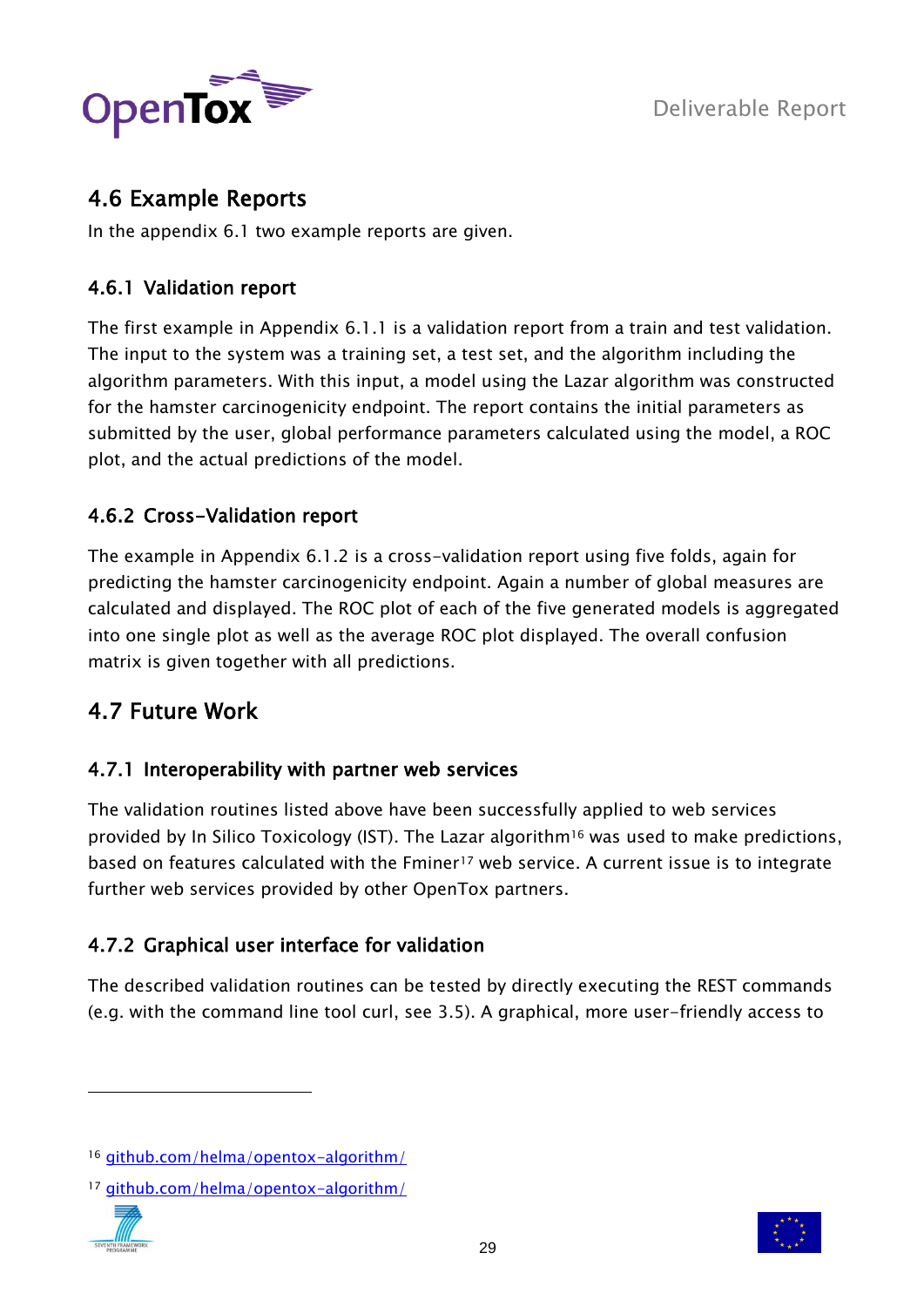## 4.6 Example Reports

In the appendix 6.1 two example reports are given.

### 4.6.1 Validation report

The first example in Appendix 6.1.1 is a validation report from a train and test validation. The input to the system was a training set, a test set, and the algorithm including the algorithm parameters. With this input, a model using the Lazar algorithm was constructed for the hamster carcinogenicity endpoint. The report contains the initial parameters as submitted by the user, global performance parameters calculated using the model, a ROC plot, and the actual predictions of the model.

### 4.6.2 Cross-Validation report

The example in Appendix 6.1.2 is a cross-validation report using five folds, again for predicting the hamster carcinogenicity endpoint. Again a number of global measures are calculated and displayed. The ROC plot of each of the five generated models is aggregated into one single plot as well as the average ROC plot displayed. The overall confusion matrix is given together with all predictions.

## 4.7 Future Work

### 4.7.1 Interoperability with partner web services

The validation routines listed above have been successfully applied to web services provided by In Silico Toxicology (IST). The Lazar algorithm[16] was used to make predictions, based on features calculated with the Fminer[17] web service. A current issue is to integrate further web services provided by other OpenTox partners.

### 4.7.2 Graphical user interface for validation

The described validation routines can be tested by directly executing the REST commands (e.g. with the command line tool curl, see 3.5). A graphical, more user-friendly access to

---

[16] github.com/helma/opentox-algorithm/

[17] github.com/helma/opentox-algorithm/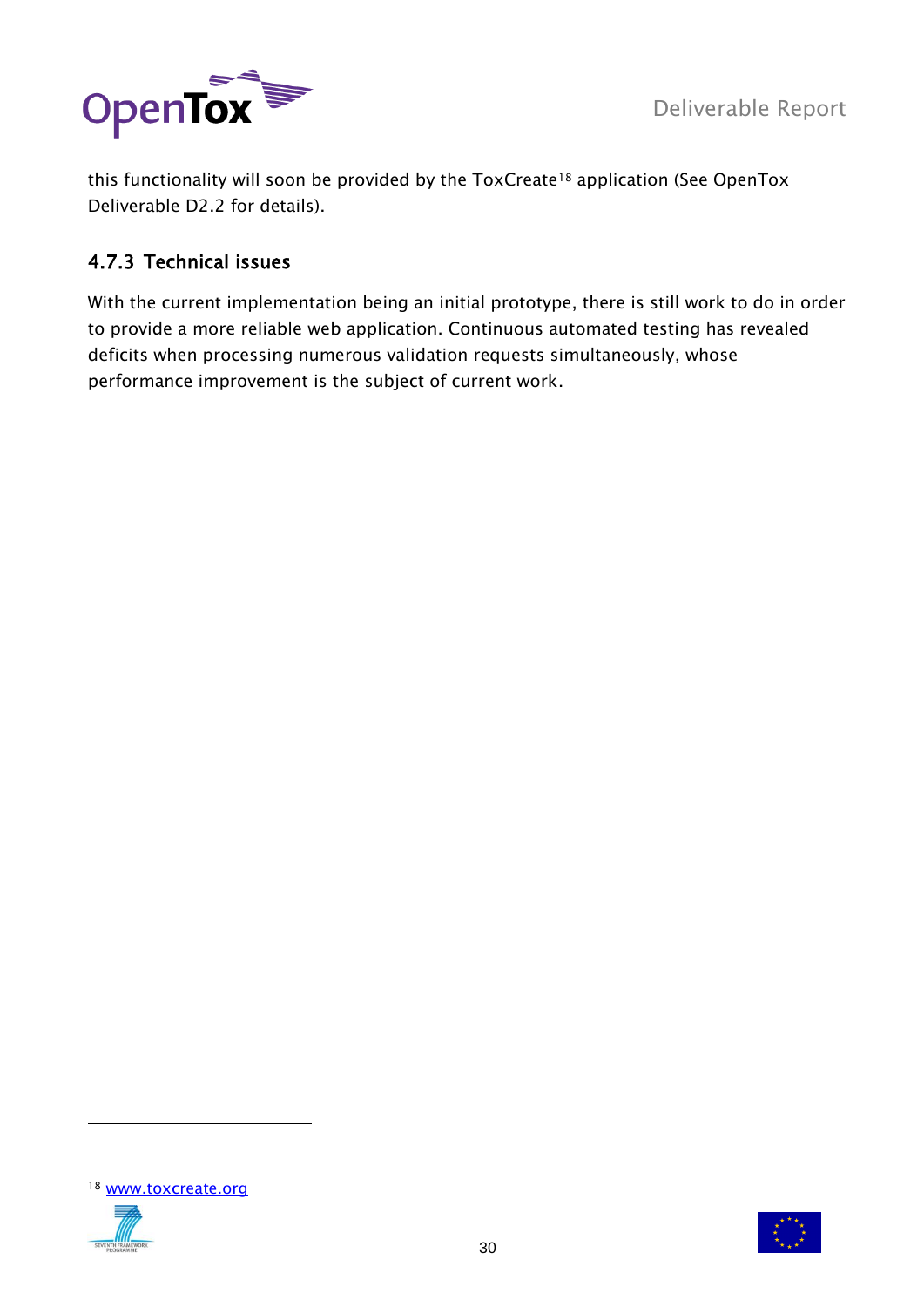this functionality will soon be provided by the ToxCreate[18] application (See OpenTox Deliverable D2.2 for details).

### 4.7.3 Technical issues

With the current implementation being an initial prototype, there is still work to do in order to provide a more reliable web application. Continuous automated testing has revealed deficits when processing numerous validation requests simultaneously, whose performance improvement is the subject of current work.

[18] www.toxcreate.org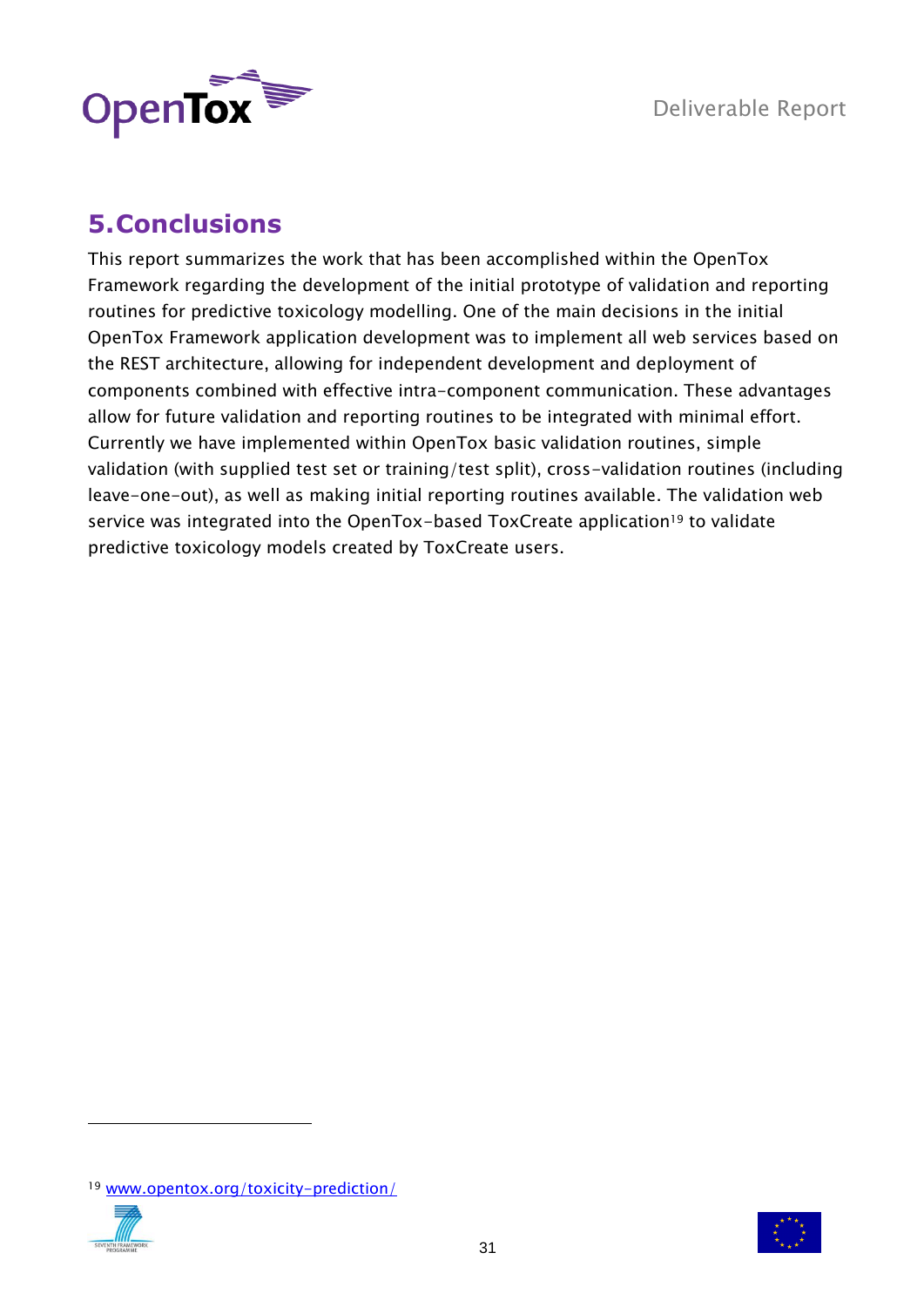# 5. Conclusions

This report summarizes the work that has been accomplished within the OpenTox Framework regarding the development of the initial prototype of validation and reporting routines for predictive toxicology modelling. One of the main decisions in the initial OpenTox Framework application development was to implement all web services based on the REST architecture, allowing for independent development and deployment of components combined with effective intra-component communication. These advantages allow for future validation and reporting routines to be integrated with minimal effort. Currently we have implemented within OpenTox basic validation routines, simple validation (with supplied test set or training/test split), cross-validation routines (including leave-one-out), as well as making initial reporting routines available. The validation web service was integrated into the OpenTox-based ToxCreate application[19] to validate predictive toxicology models created by ToxCreate users.

[19] www.opentox.org/toxicity-prediction/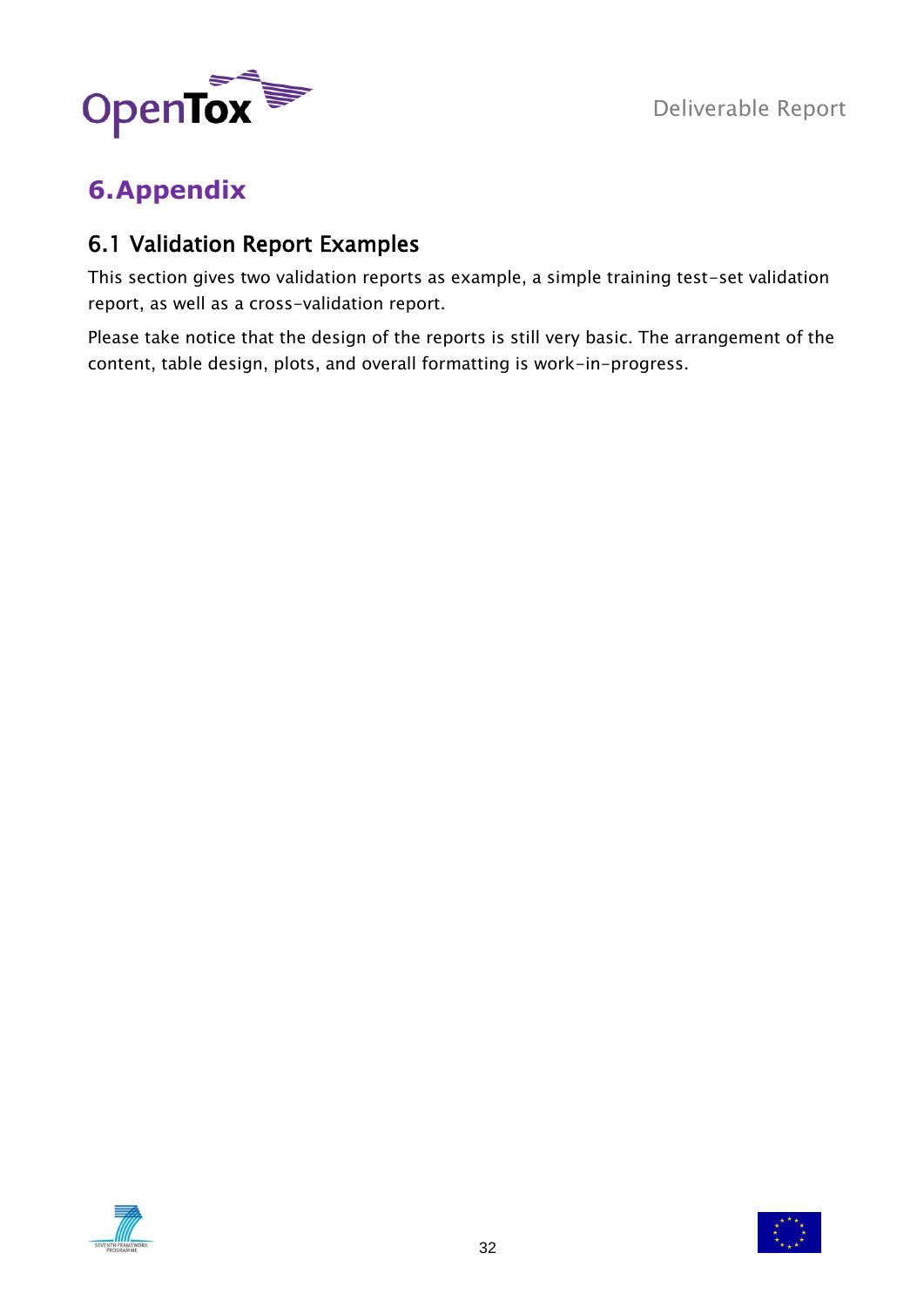# 6. Appendix

## 6.1 Validation Report Examples

This section gives two validation reports as example, a simple training test-set validation report, as well as a cross-validation report.

Please take notice that the design of the reports is still very basic. The arrangement of the content, table design, plots, and overall formatting is work-in-progress.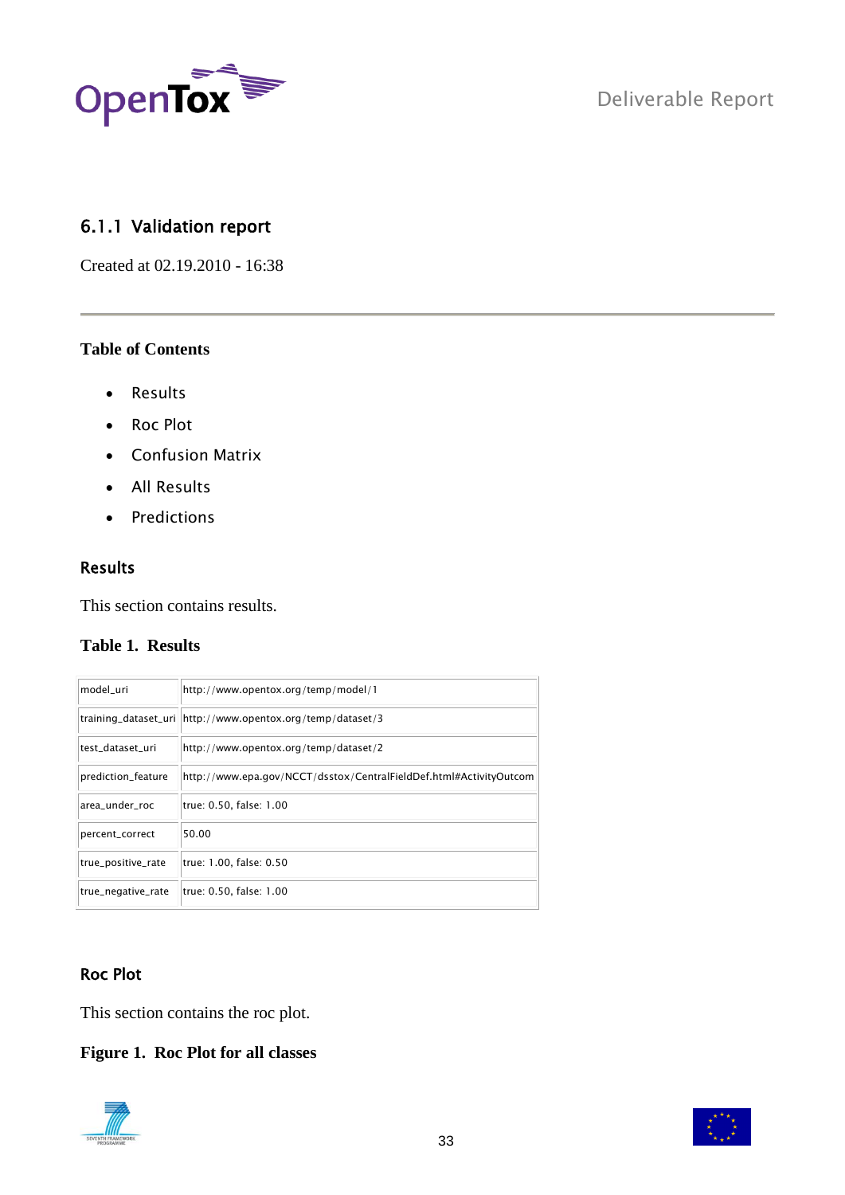### 6.1.1 Validation report

Created at 02.19.2010 - 16:38

---

**Table of Contents**

- Results
- Roc Plot
- Confusion Matrix
- All Results
- Predictions

#### Results

This section contains results.

**Table 1. Results**

| | |
|---|---|
| model_uri | http://www.opentox.org/temp/model/1 |
| training_dataset_uri | http://www.opentox.org/temp/dataset/3 |
| test_dataset_uri | http://www.opentox.org/temp/dataset/2 |
| prediction_feature | http://www.epa.gov/NCCT/dsstox/CentralFieldDef.html#ActivityOutcom |
| area_under_roc | true: 0.50, false: 1.00 |
| percent_correct | 50.00 |
| true_positive_rate | true: 1.00, false: 0.50 |
| true_negative_rate | true: 0.50, false: 1.00 |

#### Roc Plot

This section contains the roc plot.

**Figure 1. Roc Plot for all classes**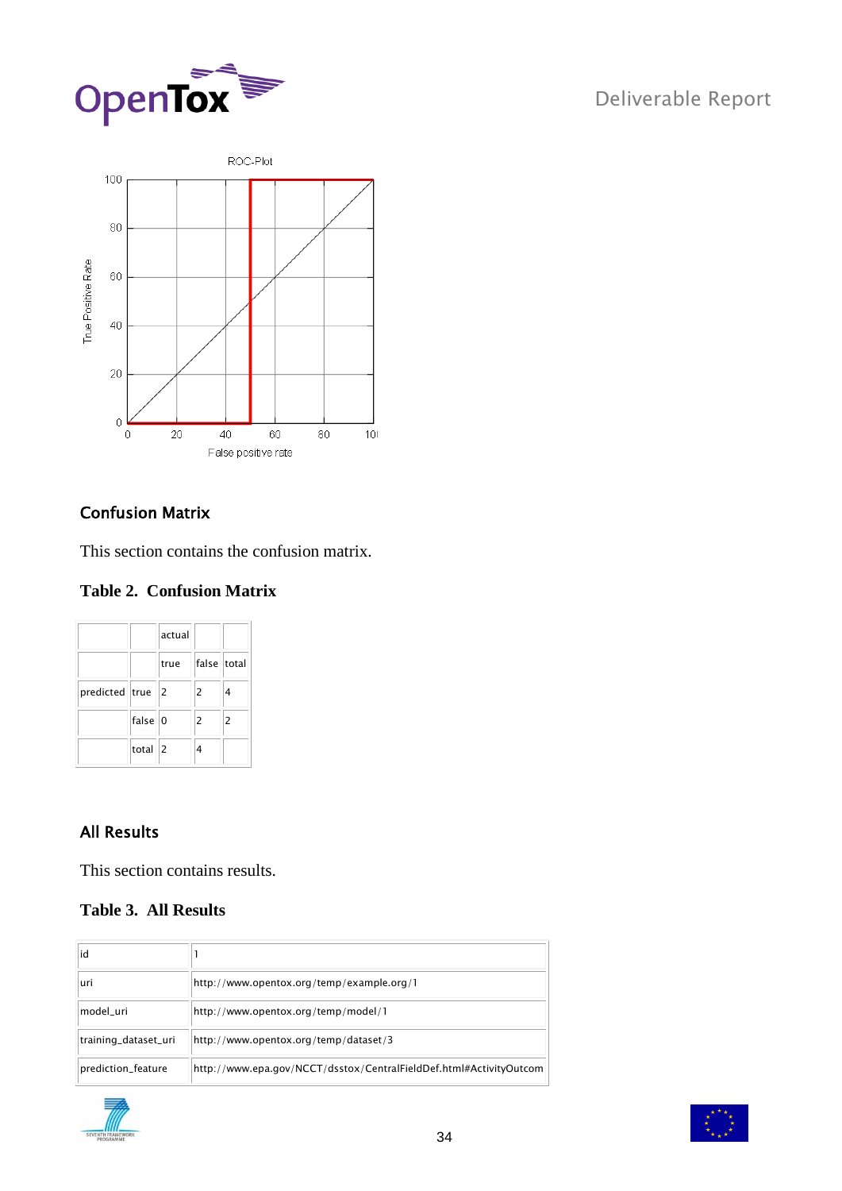ROC-Plot

True Positive Rate

100
80
60
40
20
0

0 20 40 60 80 10

False positive rate

## Confusion Matrix

This section contains the confusion matrix.

**Table 2. Confusion Matrix**

| | | | | |
|---|---|---|---|---|
| | | actual | | |
| | | true | false | total |
| predicted | true | 2 | 2 | 4 |
| | false | 0 | 2 | 2 |
| | total | 2 | 4 | |

## All Results

This section contains results.

**Table 3. All Results**

| | |
|---|---|
| id | 1 |
| uri | http://www.opentox.org/temp/example.org/1 |
| model_uri | http://www.opentox.org/temp/model/1 |
| training_dataset_uri | http://www.opentox.org/temp/dataset/3 |
| prediction_feature | http://www.epa.gov/NCCT/dsstox/CentralFieldDef.html#ActivityOutcom |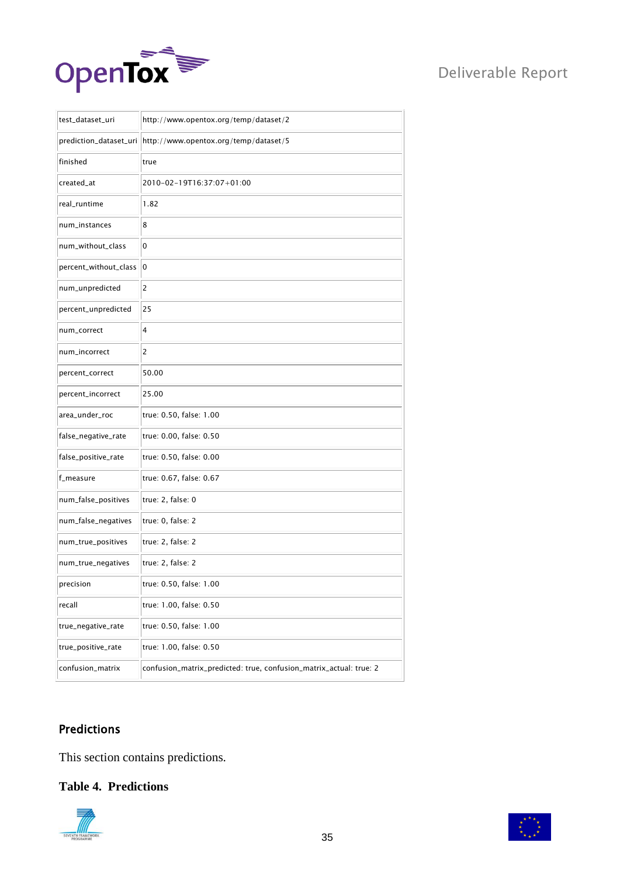| | |
|---|---|
| test_dataset_uri | http://www.opentox.org/temp/dataset/2 |
| prediction_dataset_uri | http://www.opentox.org/temp/dataset/5 |
| finished | true |
| created_at | 2010-02-19T16:37:07+01:00 |
| real_runtime | 1.82 |
| num_instances | 8 |
| num_without_class | 0 |
| percent_without_class | 0 |
| num_unpredicted | 2 |
| percent_unpredicted | 25 |
| num_correct | 4 |
| num_incorrect | 2 |
| percent_correct | 50.00 |
| percent_incorrect | 25.00 |
| area_under_roc | true: 0.50, false: 1.00 |
| false_negative_rate | true: 0.00, false: 0.50 |
| false_positive_rate | true: 0.50, false: 0.00 |
| f_measure | true: 0.67, false: 0.67 |
| num_false_positives | true: 2, false: 0 |
| num_false_negatives | true: 0, false: 2 |
| num_true_positives | true: 2, false: 2 |
| num_true_negatives | true: 2, false: 2 |
| precision | true: 0.50, false: 1.00 |
| recall | true: 1.00, false: 0.50 |
| true_negative_rate | true: 0.50, false: 1.00 |
| true_positive_rate | true: 1.00, false: 0.50 |
| confusion_matrix | confusion_matrix_predicted: true, confusion_matrix_actual: true: 2 |

## Predictions

This section contains predictions.

**Table 4. Predictions**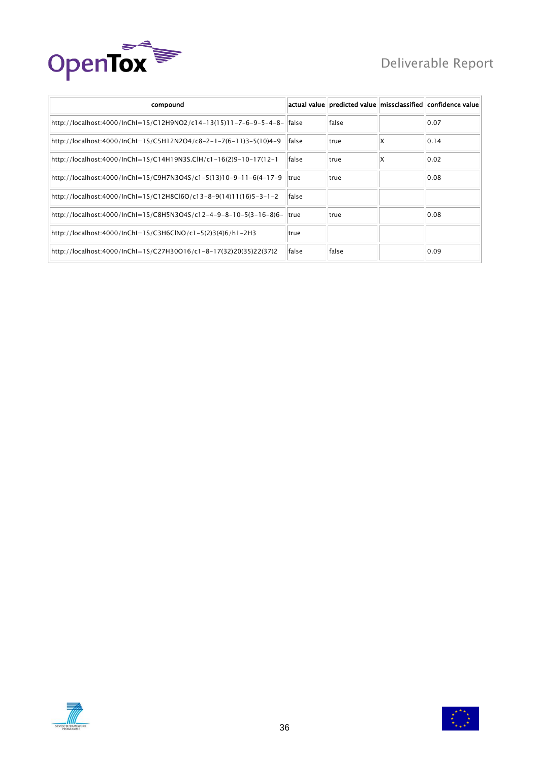| compound | actual value | predicted value | missclassified | confidence value |
|---|---|---|---|---|
| http://localhost:4000/InChI=1S/C12H9NO2/c14-13(15)11-7-6-9-5-4-8- | false | false | | 0.07 |
| http://localhost:4000/InChI=1S/C5H12N2O4/c8-2-1-7(6-11)3-5(10)4-9 | false | true | X | 0.14 |
| http://localhost:4000/InChI=1S/C14H19N3S.ClH/c1-16(2)9-10-17(12-1 | false | true | X | 0.02 |
| http://localhost:4000/InChI=1S/C9H7N3O4S/c1-5(13)10-9-11-6(4-17-9 | true | true | | 0.08 |
| http://localhost:4000/InChI=1S/C12H8Cl6O/c13-8-9(14)11(16)5-3-1-2 | false | | | |
| http://localhost:4000/InChI=1S/C8H5N3O4S/c12-4-9-8-10-5(3-16-8)6- | true | true | | 0.08 |
| http://localhost:4000/InChI=1S/C3H6ClNO/c1-5(2)3(4)6/h1-2H3 | true | | | |
| http://localhost:4000/InChI=1S/C27H30O16/c1-8-17(32)20(35)22(37)2 | false | false | | 0.09 |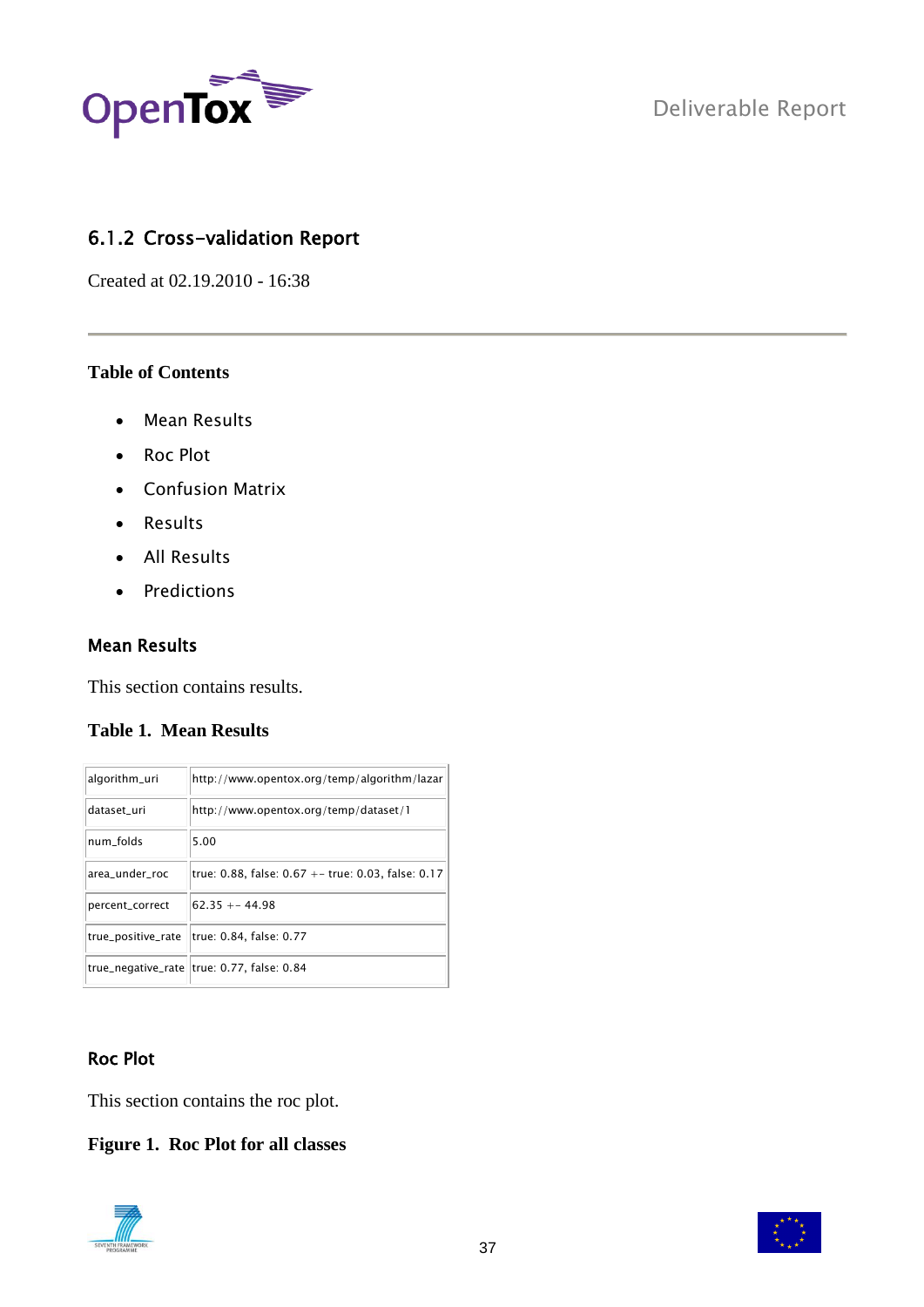### 6.1.2 Cross-validation Report

Created at 02.19.2010 - 16:38

---

**Table of Contents**

- Mean Results
- Roc Plot
- Confusion Matrix
- Results
- All Results
- Predictions

#### Mean Results

This section contains results.

**Table 1. Mean Results**

| | |
|---|---|
| algorithm_uri | http://www.opentox.org/temp/algorithm/lazar |
| dataset_uri | http://www.opentox.org/temp/dataset/1 |
| num_folds | 5.00 |
| area_under_roc | true: 0.88, false: 0.67 +- true: 0.03, false: 0.17 |
| percent_correct | 62.35 +- 44.98 |
| true_positive_rate | true: 0.84, false: 0.77 |
| true_negative_rate | true: 0.77, false: 0.84 |

#### Roc Plot

This section contains the roc plot.

**Figure 1. Roc Plot for all classes**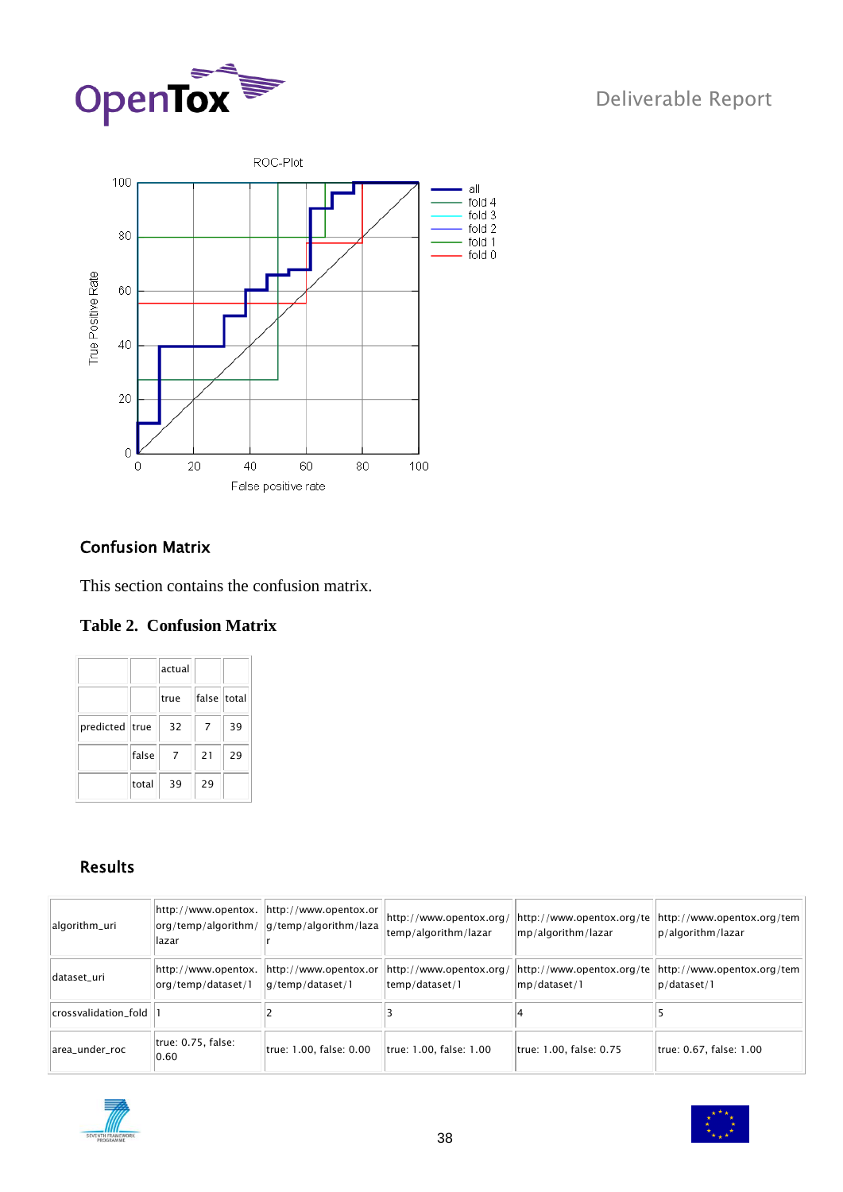ROC-Plot

100

80

60

40

20

0

True Positive Rate

0 20 40 60 80 100

False positive rate

all
fold 4
fold 3
fold 2
fold 1
fold 0

## Confusion Matrix

This section contains the confusion matrix.

**Table 2. Confusion Matrix**

| | | actual | | |
|---|---|---|---|---|
| | | true | false | total |
| predicted | true | 32 | 7 | 39 |
| | false | 7 | 21 | 29 |
| | total | 39 | 29 | |

## Results

| | | | | | |
|---|---|---|---|---|---|
| algorithm_uri | http://www.opentox.org/temp/algorithm/lazar | http://www.opentox.org/temp/algorithm/lazar | http://www.opentox.org/temp/algorithm/lazar | http://www.opentox.org/temp/algorithm/lazar | http://www.opentox.org/temp/algorithm/lazar |
| dataset_uri | http://www.opentox.org/temp/dataset/1 | http://www.opentox.org/temp/dataset/1 | http://www.opentox.org/temp/dataset/1 | http://www.opentox.org/temp/dataset/1 | http://www.opentox.org/temp/dataset/1 |
| crossvalidation_fold | 1 | 2 | 3 | 4 | 5 |
| area_under_roc | true: 0.75, false: 0.60 | true: 1.00, false: 0.00 | true: 1.00, false: 1.00 | true: 1.00, false: 0.75 | true: 0.67, false: 1.00 |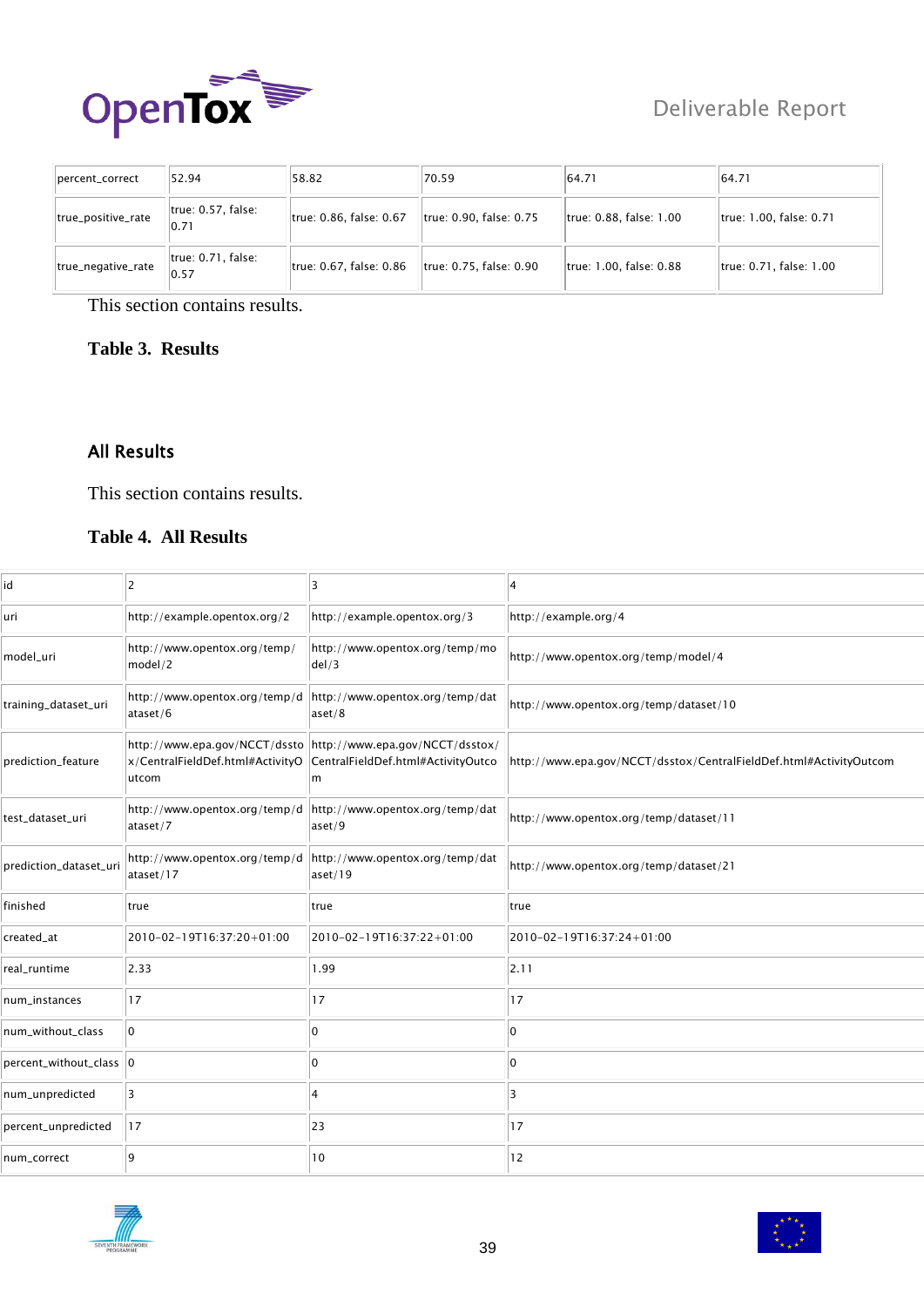| | | | | | |
|---|---|---|---|---|---|
| percent_correct | 52.94 | 58.82 | 70.59 | 64.71 | 64.71 |
| true_positive_rate | true: 0.57, false: 0.71 | true: 0.86, false: 0.67 | true: 0.90, false: 0.75 | true: 0.88, false: 1.00 | true: 1.00, false: 0.71 |
| true_negative_rate | true: 0.71, false: 0.57 | true: 0.67, false: 0.86 | true: 0.75, false: 0.90 | true: 1.00, false: 0.88 | true: 0.71, false: 1.00 |

This section contains results.

**Table 3. Results**

### All Results

This section contains results.

**Table 4. All Results**

| | | | |
|---|---|---|---|
| id | 2 | 3 | 4 |
| uri | http://example.opentox.org/2 | http://example.opentox.org/3 | http://example.org/4 |
| model_uri | http://www.opentox.org/temp/model/2 | http://www.opentox.org/temp/model/3 | http://www.opentox.org/temp/model/4 |
| training_dataset_uri | http://www.opentox.org/temp/dataset/6 | http://www.opentox.org/temp/dataset/8 | http://www.opentox.org/temp/dataset/10 |
| prediction_feature | http://www.epa.gov/NCCT/dsstox/CentralFieldDef.html#ActivityOutcom | http://www.epa.gov/NCCT/dsstox/CentralFieldDef.html#ActivityOutcom | http://www.epa.gov/NCCT/dsstox/CentralFieldDef.html#ActivityOutcom |
| test_dataset_uri | http://www.opentox.org/temp/dataset/7 | http://www.opentox.org/temp/dataset/9 | http://www.opentox.org/temp/dataset/11 |
| prediction_dataset_uri | http://www.opentox.org/temp/dataset/17 | http://www.opentox.org/temp/dataset/19 | http://www.opentox.org/temp/dataset/21 |
| finished | true | true | true |
| created_at | 2010-02-19T16:37:20+01:00 | 2010-02-19T16:37:22+01:00 | 2010-02-19T16:37:24+01:00 |
| real_runtime | 2.33 | 1.99 | 2.11 |
| num_instances | 17 | 17 | 17 |
| num_without_class | 0 | 0 | 0 |
| percent_without_class | 0 | 0 | 0 |
| num_unpredicted | 3 | 4 | 3 |
| percent_unpredicted | 17 | 23 | 17 |
| num_correct | 9 | 10 | 12 |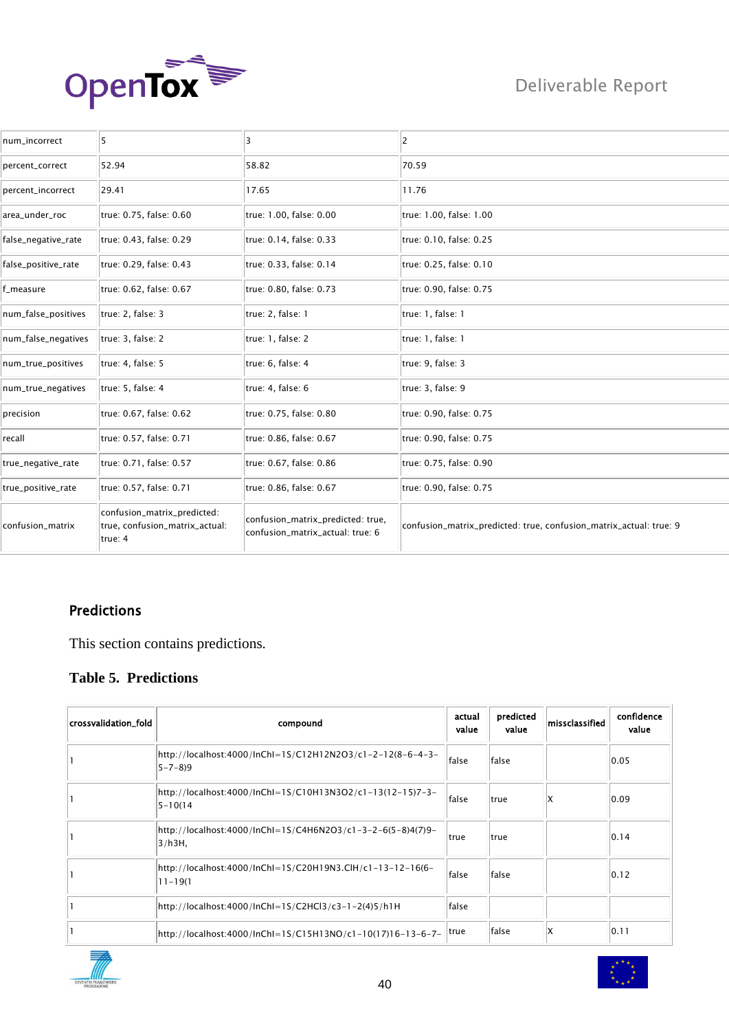| | | | |
|---|---|---|---|
| num_incorrect | 5 | 3 | 2 |
| percent_correct | 52.94 | 58.82 | 70.59 |
| percent_incorrect | 29.41 | 17.65 | 11.76 |
| area_under_roc | true: 0.75, false: 0.60 | true: 1.00, false: 0.00 | true: 1.00, false: 1.00 |
| false_negative_rate | true: 0.43, false: 0.29 | true: 0.14, false: 0.33 | true: 0.10, false: 0.25 |
| false_positive_rate | true: 0.29, false: 0.43 | true: 0.33, false: 0.14 | true: 0.25, false: 0.10 |
| f_measure | true: 0.62, false: 0.67 | true: 0.80, false: 0.73 | true: 0.90, false: 0.75 |
| num_false_positives | true: 2, false: 3 | true: 2, false: 1 | true: 1, false: 1 |
| num_false_negatives | true: 3, false: 2 | true: 1, false: 2 | true: 1, false: 1 |
| num_true_positives | true: 4, false: 5 | true: 6, false: 4 | true: 9, false: 3 |
| num_true_negatives | true: 5, false: 4 | true: 4, false: 6 | true: 3, false: 9 |
| precision | true: 0.67, false: 0.62 | true: 0.75, false: 0.80 | true: 0.90, false: 0.75 |
| recall | true: 0.57, false: 0.71 | true: 0.86, false: 0.67 | true: 0.90, false: 0.75 |
| true_negative_rate | true: 0.71, false: 0.57 | true: 0.67, false: 0.86 | true: 0.75, false: 0.90 |
| true_positive_rate | true: 0.57, false: 0.71 | true: 0.86, false: 0.67 | true: 0.90, false: 0.75 |
| confusion_matrix | confusion_matrix_predicted: true, confusion_matrix_actual: true: 4 | confusion_matrix_predicted: true, confusion_matrix_actual: true: 6 | confusion_matrix_predicted: true, confusion_matrix_actual: true: 9 |

### Predictions

This section contains predictions.

**Table 5. Predictions**

| crossvalidation_fold | compound | actual value | predicted value | missclassified | confidence value |
|---|---|---|---|---|---|
| 1 | http://localhost:4000/InChI=1S/C12H12N2O3/c1-2-12(8-6-4-3-5-7-8)9 | false | false | | 0.05 |
| 1 | http://localhost:4000/InChI=1S/C10H13N3O2/c1-13(12-15)7-3-5-10(14 | false | true | X | 0.09 |
| 1 | http://localhost:4000/InChI=1S/C4H6N2O3/c1-3-2-6(5-8)4(7)9-3/h3H, | true | true | | 0.14 |
| 1 | http://localhost:4000/InChI=1S/C20H19N3.ClH/c1-13-12-16(6-11-19(1 | false | false | | 0.12 |
| 1 | http://localhost:4000/InChI=1S/C2HCl3/c3-1-2(4)5/h1H | false | | | |
| 1 | http://localhost:4000/InChI=1S/C15H13NO/c1-10(17)16-13-6-7- | true | false | X | 0.11 |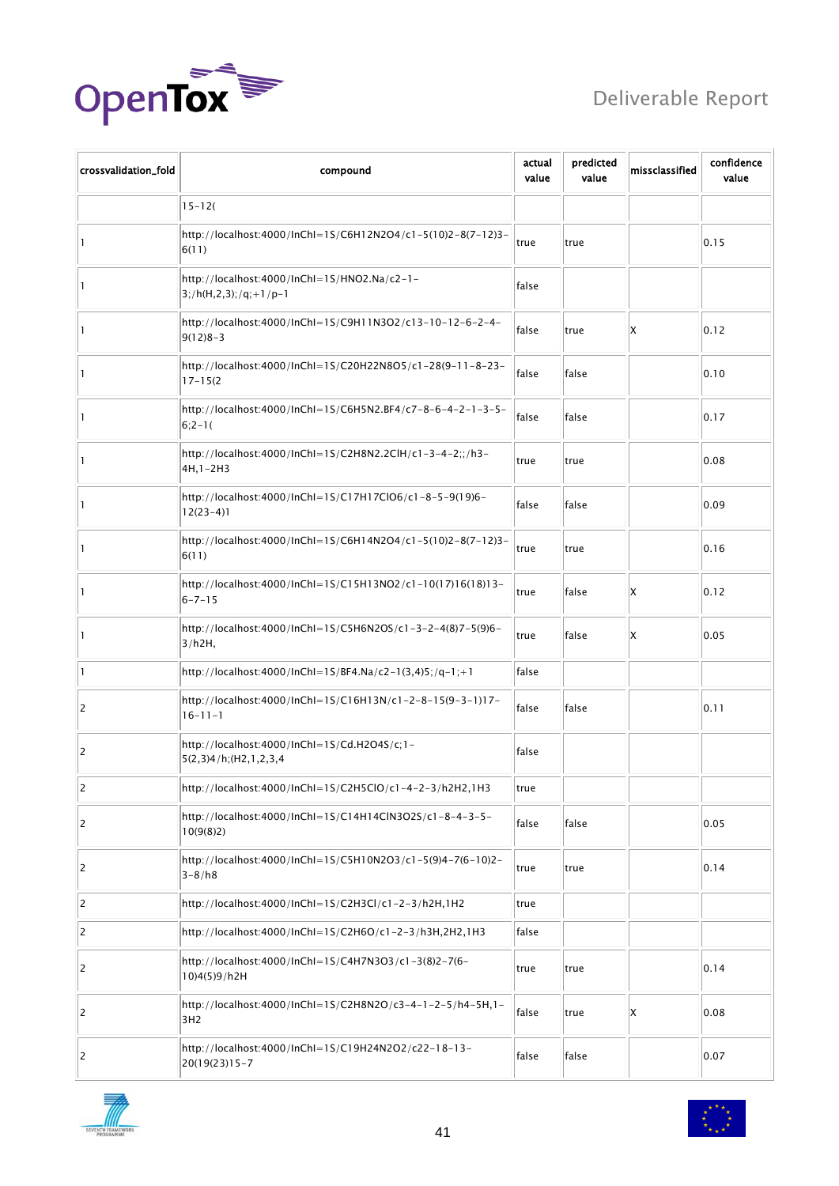| crossvalidation_fold | compound | actual value | predicted value | missclassified | confidence value |
|---|---|---|---|---|---|
| | 15-12( | | | | |
| 1 | http://localhost:4000/InChI=1S/C6H12N2O4/c1-5(10)2-8(7-12)3-6(11) | true | true | | 0.15 |
| 1 | http://localhost:4000/InChI=1S/HNO2.Na/c2-1-3;/h(H,2,3);/q;+1/p-1 | false | | | |
| 1 | http://localhost:4000/InChI=1S/C9H11N3O2/c13-10-12-6-2-4-9(12)8-3 | false | true | X | 0.12 |
| 1 | http://localhost:4000/InChI=1S/C20H22N8O5/c1-28(9-11-8-23-17-15(2 | false | false | | 0.10 |
| 1 | http://localhost:4000/InChI=1S/C6H5N2.BF4/c7-8-6-4-2-1-3-5-6;2-1( | false | false | | 0.17 |
| 1 | http://localhost:4000/InChI=1S/C2H8N2.2ClH/c1-3-4-2;;/h3-4H,1-2H3 | true | true | | 0.08 |
| 1 | http://localhost:4000/InChI=1S/C17H17ClO6/c1-8-5-9(19)6-12(23-4)1 | false | false | | 0.09 |
| 1 | http://localhost:4000/InChI=1S/C6H14N2O4/c1-5(10)2-8(7-12)3-6(11) | true | true | | 0.16 |
| 1 | http://localhost:4000/InChI=1S/C15H13NO2/c1-10(17)16(18)13-6-7-15 | true | false | X | 0.12 |
| 1 | http://localhost:4000/InChI=1S/C5H6N2OS/c1-3-2-4(8)7-5(9)6-3/h2H, | true | false | X | 0.05 |
| 1 | http://localhost:4000/InChI=1S/BF4.Na/c2-1(3,4)5;/q-1;+1 | false | | | |
| 2 | http://localhost:4000/InChI=1S/C16H13N/c1-2-8-15(9-3-1)17-16-11-1 | false | false | | 0.11 |
| 2 | http://localhost:4000/InChI=1S/Cd.H2O4S/c;1-5(2,3)4/h;(H2,1,2,3,4 | false | | | |
| 2 | http://localhost:4000/InChI=1S/C2H5ClO/c1-4-2-3/h2H2,1H3 | true | | | |
| 2 | http://localhost:4000/InChI=1S/C14H14ClN3O2S/c1-8-4-3-5-10(9(8)2) | false | false | | 0.05 |
| 2 | http://localhost:4000/InChI=1S/C5H10N2O3/c1-5(9)4-7(6-10)2-3-8/h8 | true | true | | 0.14 |
| 2 | http://localhost:4000/InChI=1S/C2H3Cl/c1-2-3/h2H,1H2 | true | | | |
| 2 | http://localhost:4000/InChI=1S/C2H6O/c1-2-3/h3H,2H2,1H3 | false | | | |
| 2 | http://localhost:4000/InChI=1S/C4H7N3O3/c1-3(8)2-7(6-10)4(5)9/h2H | true | true | | 0.14 |
| 2 | http://localhost:4000/InChI=1S/C2H8N2O/c3-4-1-2-5/h4-5H,1-3H2 | false | true | X | 0.08 |
| 2 | http://localhost:4000/InChI=1S/C19H24N2O2/c22-18-13-20(19(23)15-7 | false | false | | 0.07 |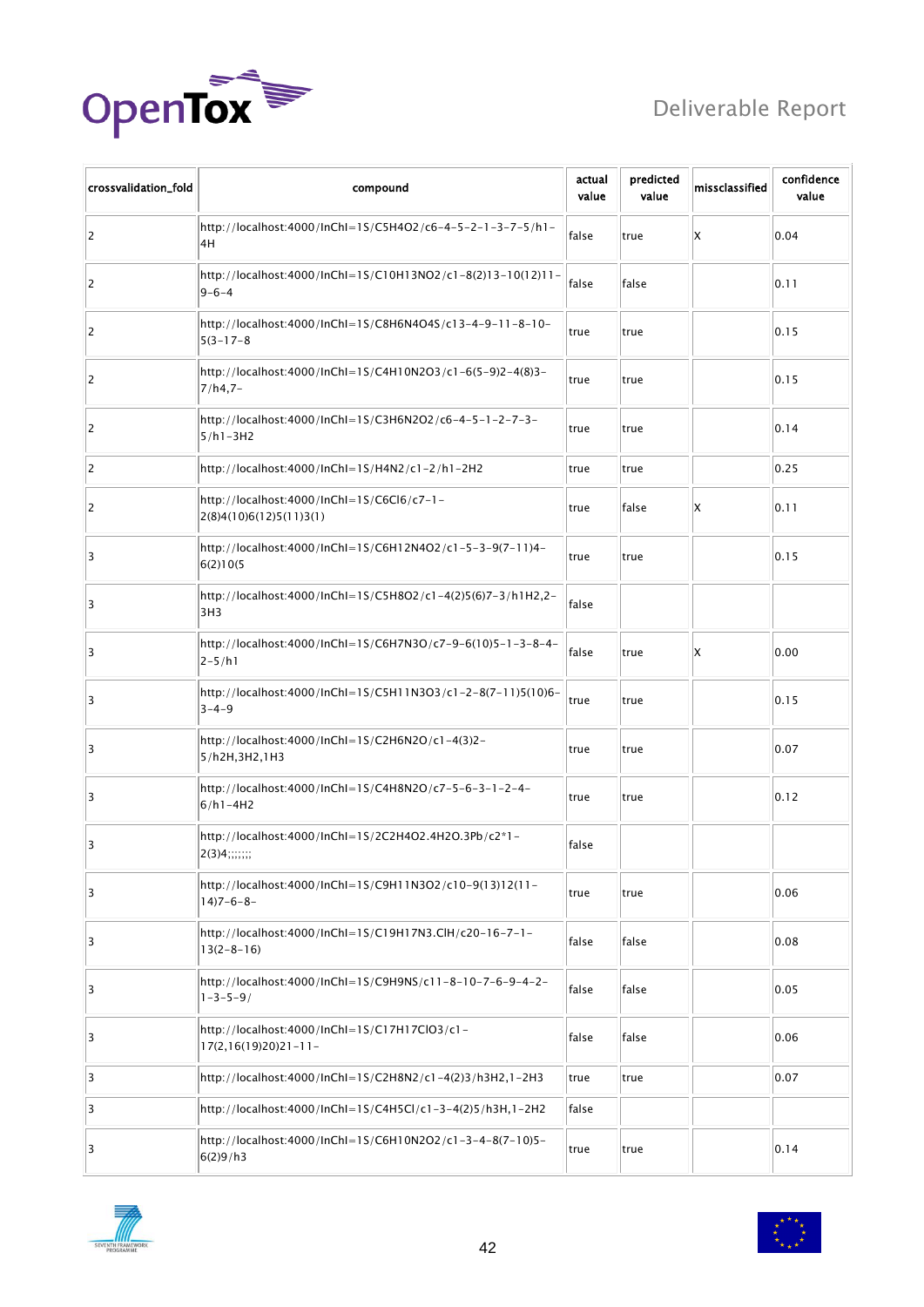| crossvalidation_fold | compound | actual value | predicted value | missclassified | confidence value |
|---|---|---|---|---|---|
| 2 | http://localhost:4000/InChI=1S/C5H4O2/c6-4-5-2-1-3-7-5/h1-4H | false | true | X | 0.04 |
| 2 | http://localhost:4000/InChI=1S/C10H13NO2/c1-8(2)13-10(12)11-9-6-4 | false | false | | 0.11 |
| 2 | http://localhost:4000/InChI=1S/C8H6N4O4S/c13-4-9-11-8-10-5(3-17-8 | true | true | | 0.15 |
| 2 | http://localhost:4000/InChI=1S/C4H10N2O3/c1-6(5-9)2-4(8)3-7/h4,7- | true | true | | 0.15 |
| 2 | http://localhost:4000/InChI=1S/C3H6N2O2/c6-4-5-1-2-7-3-5/h1-3H2 | true | true | | 0.14 |
| 2 | http://localhost:4000/InChI=1S/H4N2/c1-2/h1-2H2 | true | true | | 0.25 |
| 2 | http://localhost:4000/InChI=1S/C6Cl6/c7-1-2(8)4(10)6(12)5(11)3(1) | true | false | X | 0.11 |
| 3 | http://localhost:4000/InChI=1S/C6H12N4O2/c1-5-3-9(7-11)4-6(2)10(5 | true | true | | 0.15 |
| 3 | http://localhost:4000/InChI=1S/C5H8O2/c1-4(2)5(6)7-3/h1H2,2-3H3 | false | | | |
| 3 | http://localhost:4000/InChI=1S/C6H7N3O/c7-9-6(10)5-1-3-8-4-2-5/h1 | false | true | X | 0.00 |
| 3 | http://localhost:4000/InChI=1S/C5H11N3O3/c1-2-8(7-11)5(10)6-3-4-9 | true | true | | 0.15 |
| 3 | http://localhost:4000/InChI=1S/C2H6N2O/c1-4(3)2-5/h2H,3H2,1H3 | true | true | | 0.07 |
| 3 | http://localhost:4000/InChI=1S/C4H8N2O/c7-5-6-3-1-2-4-6/h1-4H2 | true | true | | 0.12 |
| 3 | http://localhost:4000/InChI=1S/2C2H4O2.4H2O.3Pb/c2*1-2(3)4;;;;;;; | false | | | |
| 3 | http://localhost:4000/InChI=1S/C9H11N3O2/c10-9(13)12(11-14)7-6-8- | true | true | | 0.06 |
| 3 | http://localhost:4000/InChI=1S/C19H17N3.ClH/c20-16-7-1-13(2-8-16) | false | false | | 0.08 |
| 3 | http://localhost:4000/InChI=1S/C9H9NS/c11-8-10-7-6-9-4-2-1-3-5-9/ | false | false | | 0.05 |
| 3 | http://localhost:4000/InChI=1S/C17H17ClO3/c1-17(2,16(19)20)21-11- | false | false | | 0.06 |
| 3 | http://localhost:4000/InChI=1S/C2H8N2/c1-4(2)3/h3H2,1-2H3 | true | true | | 0.07 |
| 3 | http://localhost:4000/InChI=1S/C4H5Cl/c1-3-4(2)5/h3H,1-2H2 | false | | | |
| 3 | http://localhost:4000/InChI=1S/C6H10N2O2/c1-3-4-8(7-10)5-6(2)9/h3 | true | true | | 0.14 |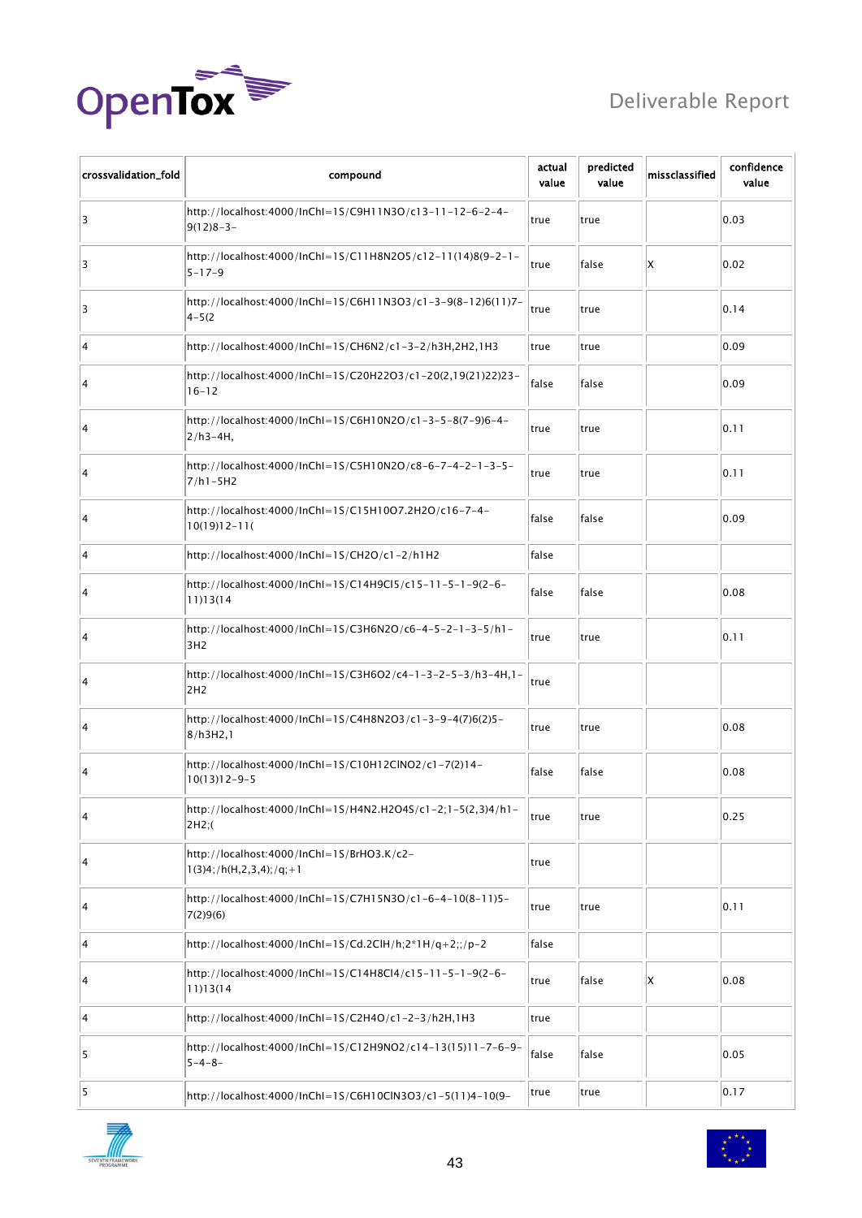| crossvalidation_fold | compound | actual value | predicted value | missclassified | confidence value |
|---|---|---|---|---|---|
| 3 | http://localhost:4000/InChI=1S/C9H11N3O/c13-11-12-6-2-4-9(12)8-3- | true | true | | 0.03 |
| 3 | http://localhost:4000/InChI=1S/C11H8N2O5/c12-11(14)8(9-2-1-5-17-9 | true | false | X | 0.02 |
| 3 | http://localhost:4000/InChI=1S/C6H11N3O3/c1-3-9(8-12)6(11)7-4-5(2 | true | true | | 0.14 |
| 4 | http://localhost:4000/InChI=1S/CH6N2/c1-3-2/h3H,2H2,1H3 | true | true | | 0.09 |
| 4 | http://localhost:4000/InChI=1S/C20H22O3/c1-20(2,19(21)22)23-16-12 | false | false | | 0.09 |
| 4 | http://localhost:4000/InChI=1S/C6H10N2O/c1-3-5-8(7-9)6-4-2/h3-4H, | true | true | | 0.11 |
| 4 | http://localhost:4000/InChI=1S/C5H10N2O/c8-6-7-4-2-1-3-5-7/h1-5H2 | true | true | | 0.11 |
| 4 | http://localhost:4000/InChI=1S/C15H10O7.2H2O/c16-7-4-10(19)12-11( | false | false | | 0.09 |
| 4 | http://localhost:4000/InChI=1S/CH2O/c1-2/h1H2 | false | | | |
| 4 | http://localhost:4000/InChI=1S/C14H9Cl5/c15-11-5-1-9(2-6-11)13(14 | false | false | | 0.08 |
| 4 | http://localhost:4000/InChI=1S/C3H6N2O/c6-4-5-2-1-3-5/h1-3H2 | true | true | | 0.11 |
| 4 | http://localhost:4000/InChI=1S/C3H6O2/c4-1-3-2-5-3/h3-4H,1-2H2 | true | | | |
| 4 | http://localhost:4000/InChI=1S/C4H8N2O3/c1-3-9-4(7)6(2)5-8/h3H2,1 | true | true | | 0.08 |
| 4 | http://localhost:4000/InChI=1S/C10H12ClNO2/c1-7(2)14-10(13)12-9-5 | false | false | | 0.08 |
| 4 | http://localhost:4000/InChI=1S/H4N2.H2O4S/c1-2;1-5(2,3)4/h1-2H2;( | true | true | | 0.25 |
| 4 | http://localhost:4000/InChI=1S/BrHO3.K/c2-1(3)4;/h(H,2,3,4);/q;+1 | true | | | |
| 4 | http://localhost:4000/InChI=1S/C7H15N3O/c1-6-4-10(8-11)5-7(2)9(6) | true | true | | 0.11 |
| 4 | http://localhost:4000/InChI=1S/Cd.2ClH/h;2*1H/q+2;;/p-2 | false | | | |
| 4 | http://localhost:4000/InChI=1S/C14H8Cl4/c15-11-5-1-9(2-6-11)13(14 | true | false | X | 0.08 |
| 4 | http://localhost:4000/InChI=1S/C2H4O/c1-2-3/h2H,1H3 | true | | | |
| 5 | http://localhost:4000/InChI=1S/C12H9NO2/c14-13(15)11-7-6-9-5-4-8- | false | false | | 0.05 |
| 5 | http://localhost:4000/InChI=1S/C6H10ClN3O3/c1-5(11)4-10(9- | true | true | | 0.17 |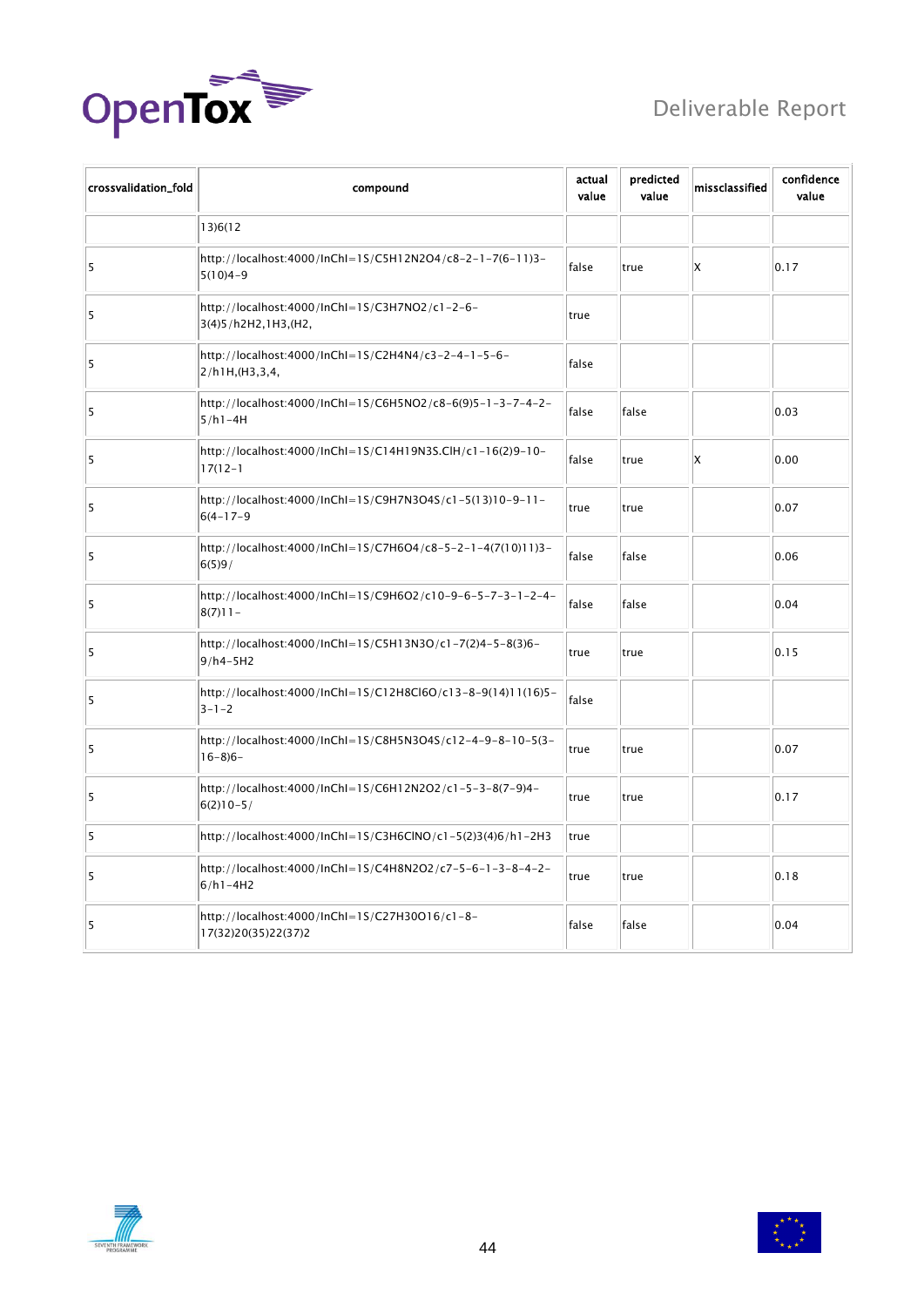| crossvalidation_fold | compound | actual value | predicted value | missclassified | confidence value |
|---|---|---|---|---|---|
| | 13)6(12 | | | | |
| 5 | http://localhost:4000/InChI=1S/C5H12N2O4/c8-2-1-7(6-11)3-5(10)4-9 | false | true | X | 0.17 |
| 5 | http://localhost:4000/InChI=1S/C3H7NO2/c1-2-6-3(4)5/h2H2,1H3,(H2, | true | | | |
| 5 | http://localhost:4000/InChI=1S/C2H4N4/c3-2-4-1-5-6-2/h1H,(H3,3,4, | false | | | |
| 5 | http://localhost:4000/InChI=1S/C6H5NO2/c8-6(9)5-1-3-7-4-2-5/h1-4H | false | false | | 0.03 |
| 5 | http://localhost:4000/InChI=1S/C14H19N3S.ClH/c1-16(2)9-10-17(12-1 | false | true | X | 0.00 |
| 5 | http://localhost:4000/InChI=1S/C9H7N3O4S/c1-5(13)10-9-11-6(4-17-9 | true | true | | 0.07 |
| 5 | http://localhost:4000/InChI=1S/C7H6O4/c8-5-2-1-4(7(10)11)3-6(5)9/ | false | false | | 0.06 |
| 5 | http://localhost:4000/InChI=1S/C9H6O2/c10-9-6-5-7-3-1-2-4-8(7)11- | false | false | | 0.04 |
| 5 | http://localhost:4000/InChI=1S/C5H13N3O/c1-7(2)4-5-8(3)6-9/h4-5H2 | true | true | | 0.15 |
| 5 | http://localhost:4000/InChI=1S/C12H8Cl6O/c13-8-9(14)11(16)5-3-1-2 | false | | | |
| 5 | http://localhost:4000/InChI=1S/C8H5N3O4S/c12-4-9-8-10-5(3-16-8)6- | true | true | | 0.07 |
| 5 | http://localhost:4000/InChI=1S/C6H12N2O2/c1-5-3-8(7-9)4-6(2)10-5/ | true | true | | 0.17 |
| 5 | http://localhost:4000/InChI=1S/C3H6ClNO/c1-5(2)3(4)6/h1-2H3 | true | | | |
| 5 | http://localhost:4000/InChI=1S/C4H8N2O2/c7-5-6-1-3-8-4-2-6/h1-4H2 | true | true | | 0.18 |
| 5 | http://localhost:4000/InChI=1S/C27H30O16/c1-8-17(32)20(35)22(37)2 | false | false | | 0.04 |